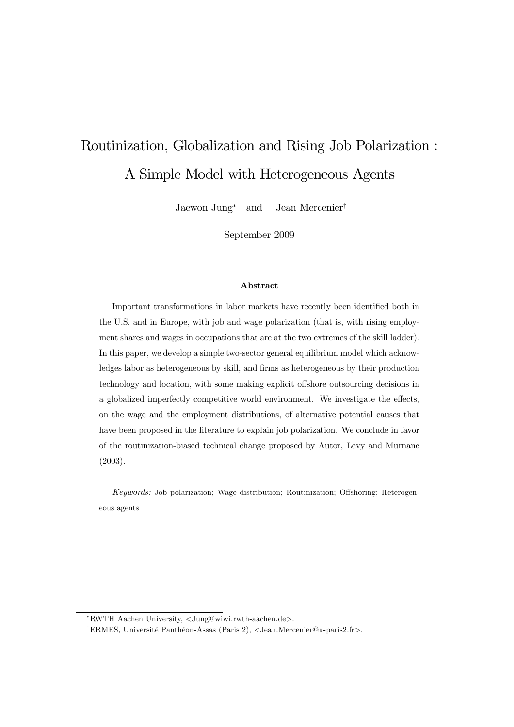# Routinization, Globalization and Rising Job Polarization : A Simple Model with Heterogeneous Agents

Jaewon Jung* and Jean Mercenier†

September 2009

### Abstract

Important transformations in labor markets have recently been identified both in the U.S. and in Europe, with job and wage polarization (that is, with rising employment shares and wages in occupations that are at the two extremes of the skill ladder). In this paper, we develop a simple two-sector general equilibrium model which acknowledges labor as heterogeneous by skill, and firms as heterogeneous by their production technology and location, with some making explicit offshore outsourcing decisions in a globalized imperfectly competitive world environment. We investigate the effects, on the wage and the employment distributions, of alternative potential causes that have been proposed in the literature to explain job polarization. We conclude in favor of the routinization-biased technical change proposed by Autor, Levy and Murnane (2003).

*Keywords:* Job polarization; Wage distribution; Routinization; Offshoring; Heterogeneous agents

---

*RWTH Aachen University, <Jung@wiwi.rwth-aachen.de>.

†ERMES, Université Panthéon-Assas (Paris 2), <Jean.Mercenier@u-paris2.fr>.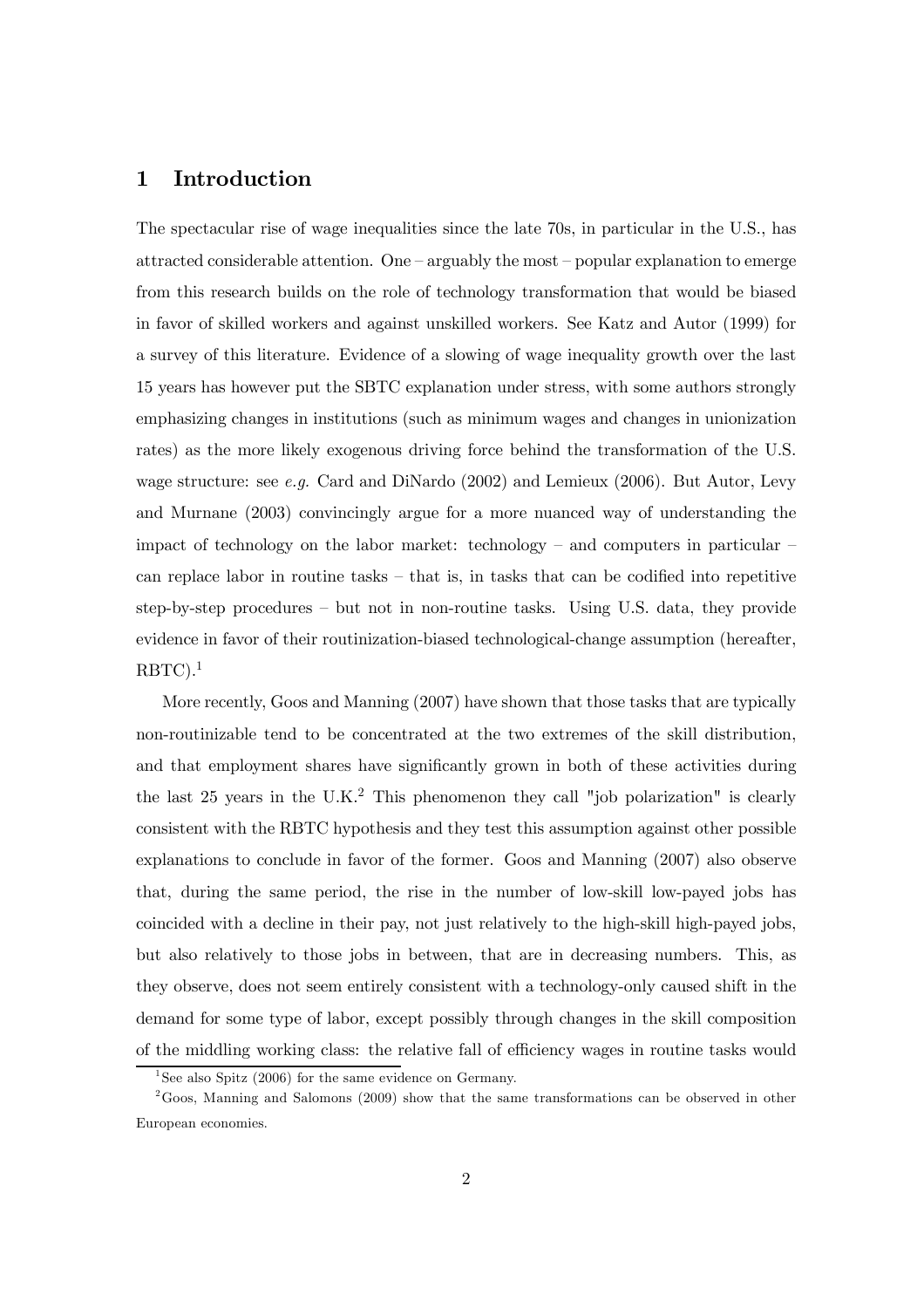## 1 Introduction

The spectacular rise of wage inequalities since the late 70s, in particular in the U.S., has attracted considerable attention. One – arguably the most – popular explanation to emerge from this research builds on the role of technology transformation that would be biased in favor of skilled workers and against unskilled workers. See Katz and Autor (1999) for a survey of this literature. Evidence of a slowing of wage inequality growth over the last 15 years has however put the SBTC explanation under stress, with some authors strongly emphasizing changes in institutions (such as minimum wages and changes in unionization rates) as the more likely exogenous driving force behind the transformation of the U.S. wage structure: see *e.g.* Card and DiNardo (2002) and Lemieux (2006). But Autor, Levy and Murnane (2003) convincingly argue for a more nuanced way of understanding the impact of technology on the labor market: technology – and computers in particular – can replace labor in routine tasks – that is, in tasks that can be codified into repetitive step-by-step procedures – but not in non-routine tasks. Using U.S. data, they provide evidence in favor of their routinization-biased technological-change assumption (hereafter, RBTC).[1]

More recently, Goos and Manning (2007) have shown that those tasks that are typically non-routinizable tend to be concentrated at the two extremes of the skill distribution, and that employment shares have significantly grown in both of these activities during the last 25 years in the U.K.[2] This phenomenon they call "job polarization" is clearly consistent with the RBTC hypothesis and they test this assumption against other possible explanations to conclude in favor of the former. Goos and Manning (2007) also observe that, during the same period, the rise in the number of low-skill low-payed jobs has coincided with a decline in their pay, not just relatively to the high-skill high-payed jobs, but also relatively to those jobs in between, that are in decreasing numbers. This, as they observe, does not seem entirely consistent with a technology-only caused shift in the demand for some type of labor, except possibly through changes in the skill composition of the middling working class: the relative fall of efficiency wages in routine tasks would

[1] See also Spitz (2006) for the same evidence on Germany.

[2] Goos, Manning and Salomons (2009) show that the same transformations can be observed in other European economies.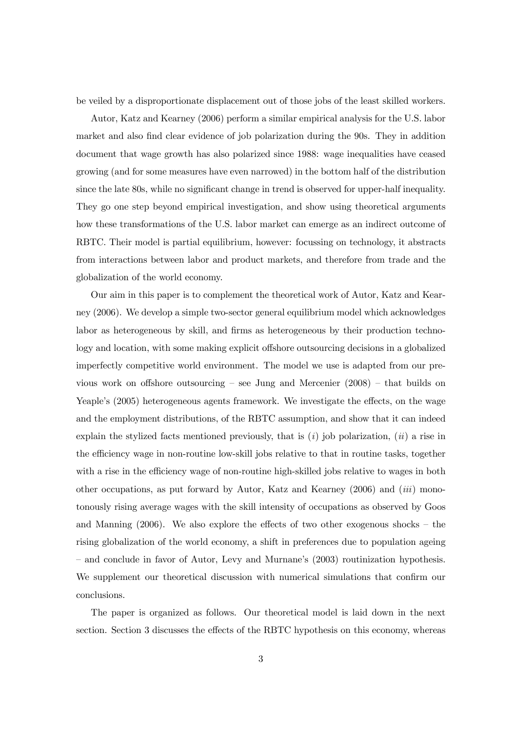be veiled by a disproportionate displacement out of those jobs of the least skilled workers.

Autor, Katz and Kearney (2006) perform a similar empirical analysis for the U.S. labor market and also find clear evidence of job polarization during the 90s. They in addition document that wage growth has also polarized since 1988: wage inequalities have ceased growing (and for some measures have even narrowed) in the bottom half of the distribution since the late 80s, while no significant change in trend is observed for upper-half inequality. They go one step beyond empirical investigation, and show using theoretical arguments how these transformations of the U.S. labor market can emerge as an indirect outcome of RBTC. Their model is partial equilibrium, however: focussing on technology, it abstracts from interactions between labor and product markets, and therefore from trade and the globalization of the world economy.

Our aim in this paper is to complement the theoretical work of Autor, Katz and Kearney (2006). We develop a simple two-sector general equilibrium model which acknowledges labor as heterogeneous by skill, and firms as heterogeneous by their production technology and location, with some making explicit offshore outsourcing decisions in a globalized imperfectly competitive world environment. The model we use is adapted from our previous work on offshore outsourcing – see Jung and Mercenier (2008) – that builds on Yeaple's (2005) heterogeneous agents framework. We investigate the effects, on the wage and the employment distributions, of the RBTC assumption, and show that it can indeed explain the stylized facts mentioned previously, that is (*i*) job polarization, (*ii*) a rise in the efficiency wage in non-routine low-skill jobs relative to that in routine tasks, together with a rise in the efficiency wage of non-routine high-skilled jobs relative to wages in both other occupations, as put forward by Autor, Katz and Kearney (2006) and (*iii*) monotonously rising average wages with the skill intensity of occupations as observed by Goos and Manning (2006). We also explore the effects of two other exogenous shocks – the rising globalization of the world economy, a shift in preferences due to population ageing – and conclude in favor of Autor, Levy and Murnane's (2003) routinization hypothesis. We supplement our theoretical discussion with numerical simulations that confirm our conclusions.

The paper is organized as follows. Our theoretical model is laid down in the next section. Section 3 discusses the effects of the RBTC hypothesis on this economy, whereas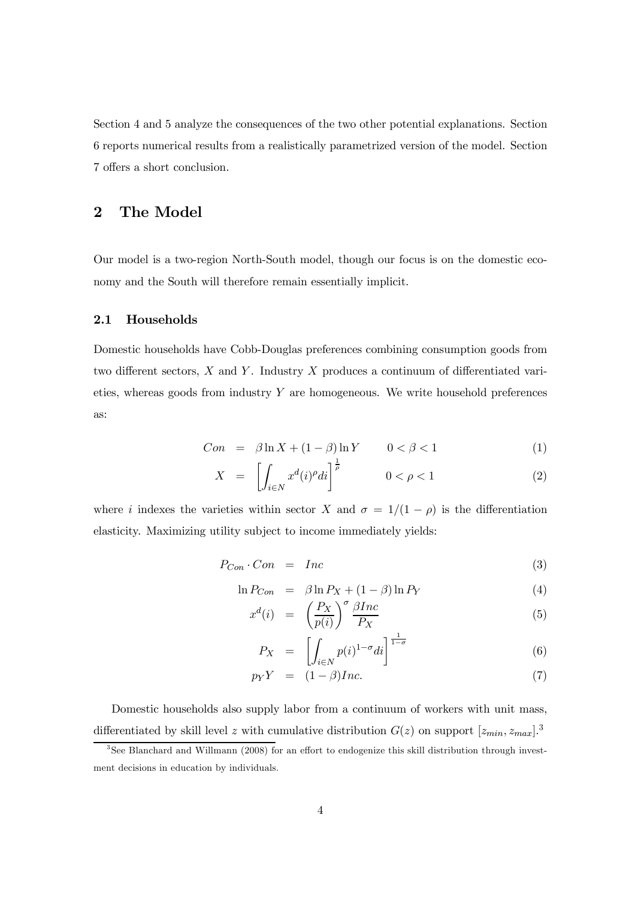Section 4 and 5 analyze the consequences of the two other potential explanations. Section 6 reports numerical results from a realistically parametrized version of the model. Section 7 offers a short conclusion.

## 2 The Model

Our model is a two-region North-South model, though our focus is on the domestic economy and the South will therefore remain essentially implicit.

### 2.1 Households

Domestic households have Cobb-Douglas preferences combining consumption goods from two different sectors, $X$ and $Y$. Industry $X$ produces a continuum of differentiated varieties, whereas goods from industry $Y$ are homogeneous. We write household preferences as:

$$Con = \beta \ln X + (1-\beta) \ln Y \qquad 0 < \beta < 1 \tag{1}$$

$$X = \left[ \int_{i \in N} x^d(i)^\rho di \right]^{\frac{1}{\rho}} \qquad 0 < \rho < 1 \tag{2}$$

where $i$ indexes the varieties within sector $X$ and $\sigma = 1/(1-\rho)$ is the differentiation elasticity. Maximizing utility subject to income immediately yields:

$$P_{Con} \cdot Con = Inc \tag{3}$$

$$\ln P_{Con} = \beta \ln P_X + (1-\beta) \ln P_Y \tag{4}$$

$$x^d(i) = \left( \frac{P_X}{p(i)} \right)^\sigma \frac{\beta Inc}{P_X} \tag{5}$$

$$P_X = \left[ \int_{i \in N} p(i)^{1-\sigma} di \right]^{\frac{1}{1-\sigma}} \tag{6}$$

$$p_Y Y = (1-\beta) Inc. \tag{7}$$

Domestic households also supply labor from a continuum of workers with unit mass, differentiated by skill level $z$ with cumulative distribution $G(z)$ on support $[z_{min}, z_{max}]$.[3]

[3] See Blanchard and Willmann (2008) for an effort to endogenize this skill distribution through investment decisions in education by individuals.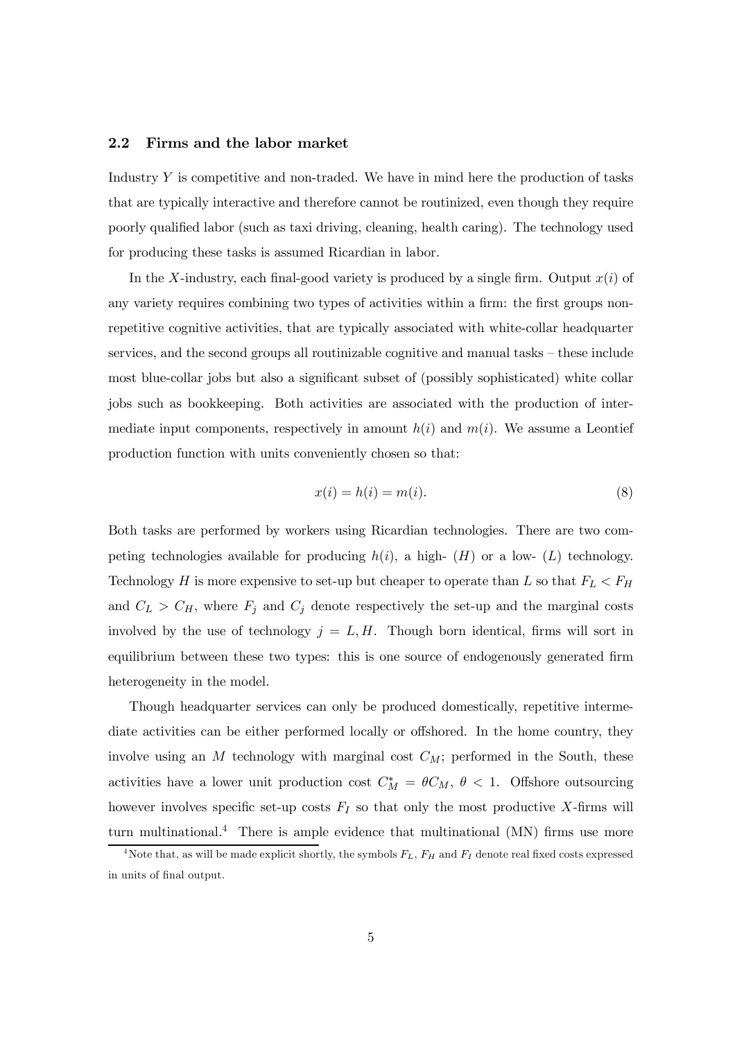### 2.2 Firms and the labor market

Industry $Y$ is competitive and non-traded. We have in mind here the production of tasks that are typically interactive and therefore cannot be routinized, even though they require poorly qualified labor (such as taxi driving, cleaning, health caring). The technology used for producing these tasks is assumed Ricardian in labor.

In the $X$-industry, each final-good variety is produced by a single firm. Output $x(i)$ of any variety requires combining two types of activities within a firm: the first groups non-repetitive cognitive activities, that are typically associated with white-collar headquarter services, and the second groups all routinizable cognitive and manual tasks – these include most blue-collar jobs but also a significant subset of (possibly sophisticated) white collar jobs such as bookkeeping. Both activities are associated with the production of intermediate input components, respectively in amount $h(i)$ and $m(i)$. We assume a Leontief production function with units conveniently chosen so that:

$$x(i) = h(i) = m(i). \tag{8}$$

Both tasks are performed by workers using Ricardian technologies. There are two competing technologies available for producing $h(i)$, a high- ($H$) or a low- ($L$) technology. Technology $H$ is more expensive to set-up but cheaper to operate than $L$ so that $F_L < F_H$ and $C_L > C_H$, where $F_j$ and $C_j$ denote respectively the set-up and the marginal costs involved by the use of technology $j = L, H$. Though born identical, firms will sort in equilibrium between these two types: this is one source of endogenously generated firm heterogeneity in the model.

Though headquarter services can only be produced domestically, repetitive intermediate activities can be either performed locally or offshored. In the home country, they involve using an $M$ technology with marginal cost $C_M$; performed in the South, these activities have a lower unit production cost $C_M^* = \theta C_M$, $\theta < 1$. Offshore outsourcing however involves specific set-up costs $F_I$ so that only the most productive $X$-firms will turn multinational.[4] There is ample evidence that multinational (MN) firms use more

[4] Note that, as will be made explicit shortly, the symbols $F_L$, $F_H$ and $F_I$ denote real fixed costs expressed in units of final output.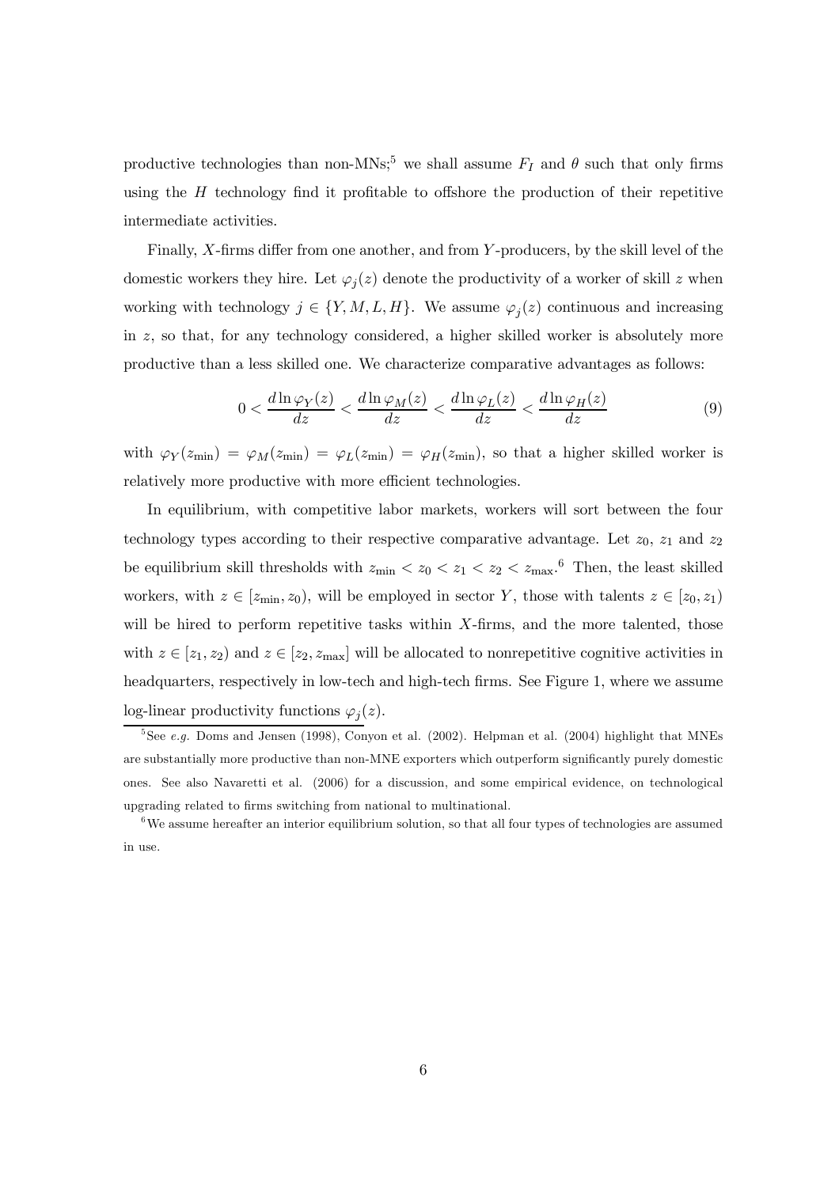productive technologies than non-MNs;[5] we shall assume $F_I$ and $\theta$ such that only firms using the $H$ technology find it profitable to offshore the production of their repetitive intermediate activities.

Finally, $X$-firms differ from one another, and from $Y$-producers, by the skill level of the domestic workers they hire. Let $\varphi_j(z)$ denote the productivity of a worker of skill $z$ when working with technology $j \in \{Y, M, L, H\}$. We assume $\varphi_j(z)$ continuous and increasing in $z$, so that, for any technology considered, a higher skilled worker is absolutely more productive than a less skilled one. We characterize comparative advantages as follows:

$$0 < \frac{d \ln \varphi_Y(z)}{dz} < \frac{d \ln \varphi_M(z)}{dz} < \frac{d \ln \varphi_L(z)}{dz} < \frac{d \ln \varphi_H(z)}{dz} \tag{9}$$

with $\varphi_Y(z_{\min}) = \varphi_M(z_{\min}) = \varphi_L(z_{\min}) = \varphi_H(z_{\min})$, so that a higher skilled worker is relatively more productive with more efficient technologies.

In equilibrium, with competitive labor markets, workers will sort between the four technology types according to their respective comparative advantage. Let $z_0$, $z_1$ and $z_2$ be equilibrium skill thresholds with $z_{\min} < z_0 < z_1 < z_2 < z_{\max}$.[6] Then, the least skilled workers, with $z \in [z_{\min}, z_0)$, will be employed in sector $Y$, those with talents $z \in [z_0, z_1)$ will be hired to perform repetitive tasks within $X$-firms, and the more talented, those with $z \in [z_1, z_2)$ and $z \in [z_2, z_{\max}]$ will be allocated to nonrepetitive cognitive activities in headquarters, respectively in low-tech and high-tech firms. See Figure 1, where we assume log-linear productivity functions $\varphi_j(z)$.

[5] See *e.g.* Doms and Jensen (1998), Conyon et al. (2002). Helpman et al. (2004) highlight that MNEs are substantially more productive than non-MNE exporters which outperform significantly purely domestic ones. See also Navaretti et al. (2006) for a discussion, and some empirical evidence, on technological upgrading related to firms switching from national to multinational.

[6] We assume hereafter an interior equilibrium solution, so that all four types of technologies are assumed in use.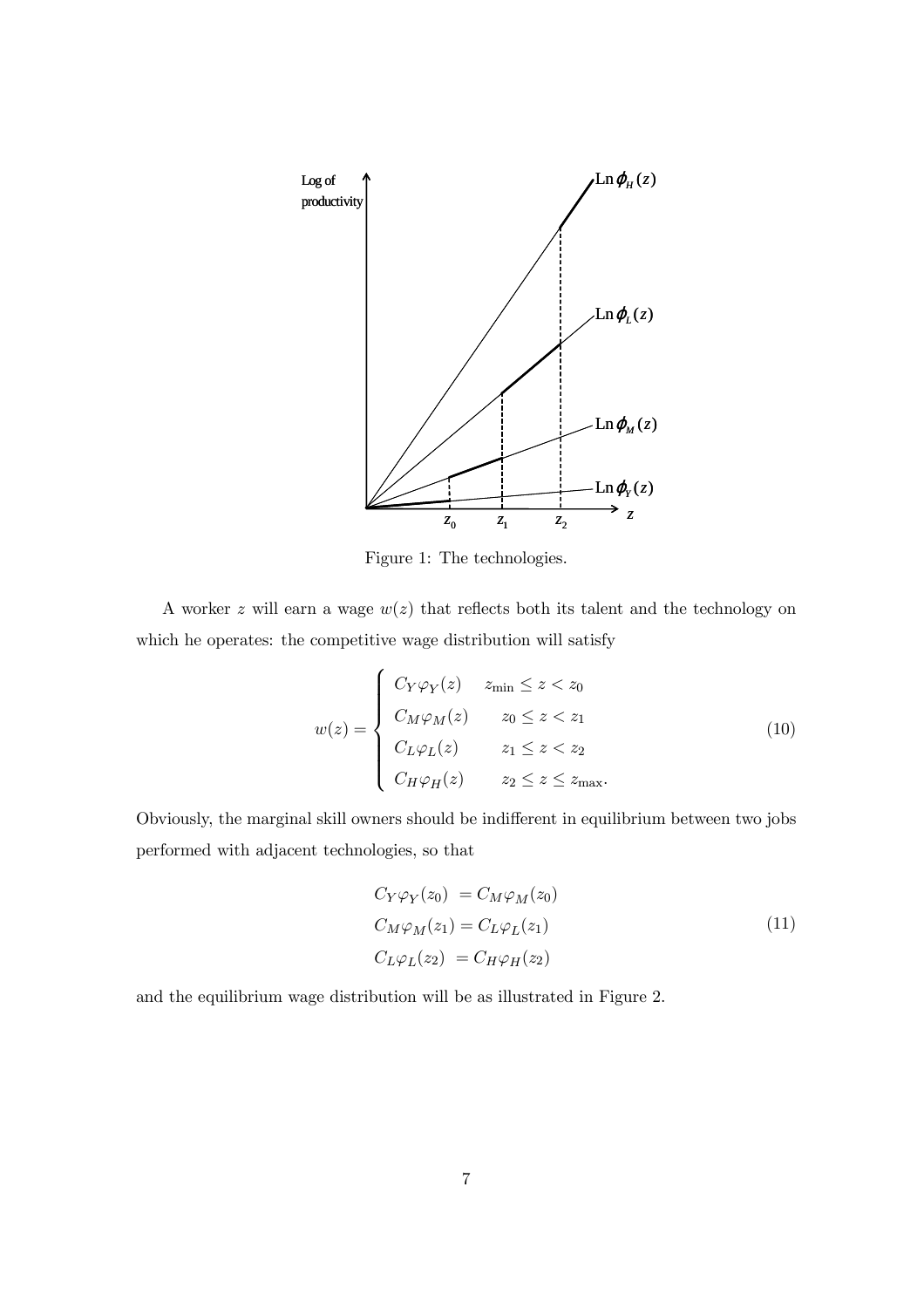Figure 1: The technologies.

A worker $z$ will earn a wage $w(z)$ that reflects both its talent and the technology on which he operates: the competitive wage distribution will satisfy

$$w(z) = \begin{cases} C_Y \varphi_Y(z) & z_{\min} \leq z < z_0 \\ C_M \varphi_M(z) & z_0 \leq z < z_1 \\ C_L \varphi_L(z) & z_1 \leq z < z_2 \\ C_H \varphi_H(z) & z_2 \leq z \leq z_{\max}. \end{cases} \tag{10}$$

Obviously, the marginal skill owners should be indifferent in equilibrium between two jobs performed with adjacent technologies, so that

$$\begin{aligned} C_Y \varphi_Y(z_0) &= C_M \varphi_M(z_0) \\ C_M \varphi_M(z_1) &= C_L \varphi_L(z_1) \\ C_L \varphi_L(z_2) &= C_H \varphi_H(z_2) \end{aligned} \tag{11}$$

and the equilibrium wage distribution will be as illustrated in Figure 2.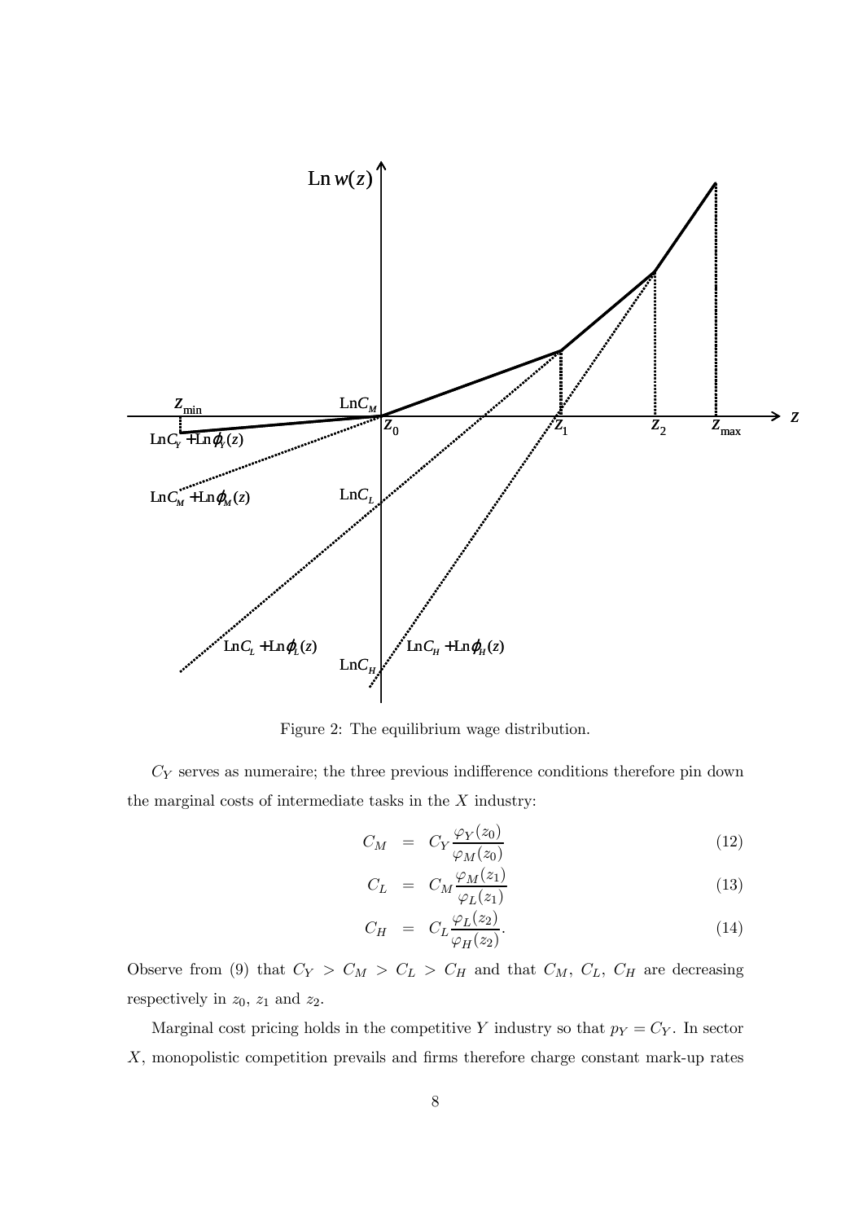Figure 2: The equilibrium wage distribution.

$C_Y$ serves as numeraire; the three previous indifference conditions therefore pin down the marginal costs of intermediate tasks in the $X$ industry:

$$C_M = C_Y \frac{\varphi_Y(z_0)}{\varphi_M(z_0)} \tag{12}$$

$$C_L = C_M \frac{\varphi_M(z_1)}{\varphi_L(z_1)} \tag{13}$$

$$C_H = C_L \frac{\varphi_L(z_2)}{\varphi_H(z_2)}. \tag{14}$$

Observe from (9) that $C_Y > C_M > C_L > C_H$ and that $C_M$, $C_L$, $C_H$ are decreasing respectively in $z_0$, $z_1$ and $z_2$.

Marginal cost pricing holds in the competitive $Y$ industry so that $p_Y = C_Y$. In sector $X$, monopolistic competition prevails and firms therefore charge constant mark-up rates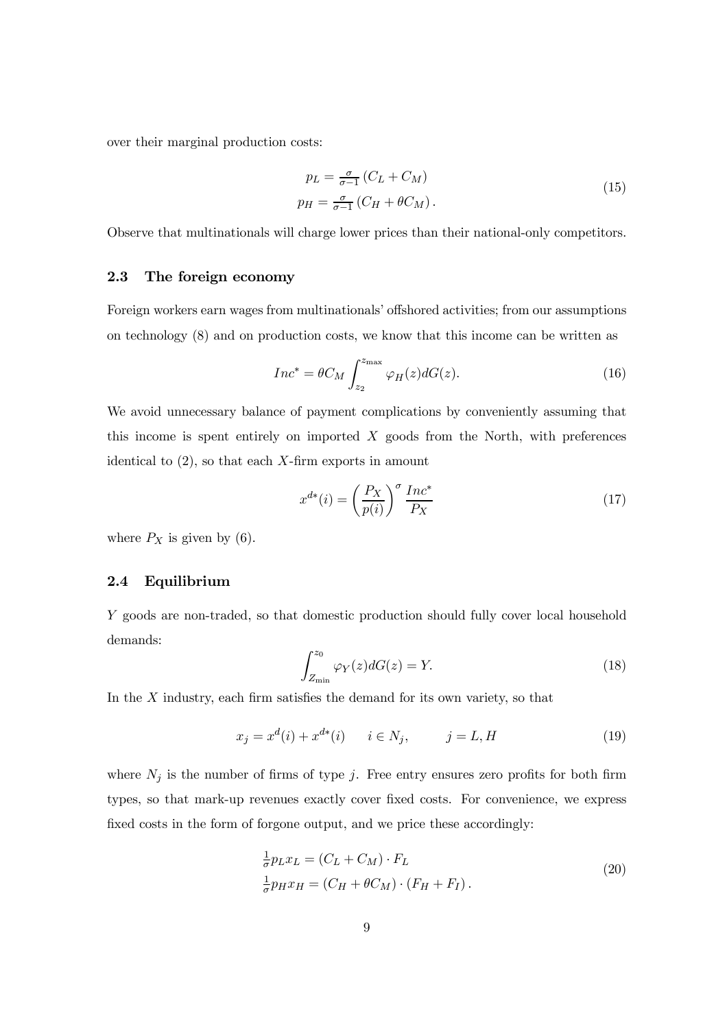over their marginal production costs:

$$
\begin{aligned}
p_L &= \tfrac{\sigma}{\sigma-1}\left(C_L + C_M\right) \\
p_H &= \tfrac{\sigma}{\sigma-1}\left(C_H + \theta C_M\right).
\end{aligned}
\tag{15}
$$

Observe that multinationals will charge lower prices than their national-only competitors.

### 2.3 The foreign economy

Foreign workers earn wages from multinationals' offshored activities; from our assumptions on technology (8) and on production costs, we know that this income can be written as

$$
Inc^* = \theta C_M \int_{z_2}^{z_{\max}} \varphi_H(z) dG(z). \tag{16}
$$

We avoid unnecessary balance of payment complications by conveniently assuming that this income is spent entirely on imported $X$ goods from the North, with preferences identical to (2), so that each $X$-firm exports in amount

$$
x^{d*}(i) = \left(\frac{P_X}{p(i)}\right)^{\sigma} \frac{Inc^*}{P_X} \tag{17}
$$

where $P_X$ is given by (6).

### 2.4 Equilibrium

$Y$ goods are non-traded, so that domestic production should fully cover local household demands:

$$
\int_{Z_{\min}}^{z_0} \varphi_Y(z) dG(z) = Y. \tag{18}
$$

In the $X$ industry, each firm satisfies the demand for its own variety, so that

$$
x_j = x^d(i) + x^{d*}(i) \qquad i \in N_j, \qquad\quad j = L, H \tag{19}
$$

where $N_j$ is the number of firms of type $j$. Free entry ensures zero profits for both firm types, so that mark-up revenues exactly cover fixed costs. For convenience, we express fixed costs in the form of forgone output, and we price these accordingly:

$$
\begin{aligned}
\tfrac{1}{\sigma} p_L x_L &= \left(C_L + C_M\right) \cdot F_L \\
\tfrac{1}{\sigma} p_H x_H &= \left(C_H + \theta C_M\right) \cdot \left(F_H + F_I\right).
\end{aligned}
\tag{20}
$$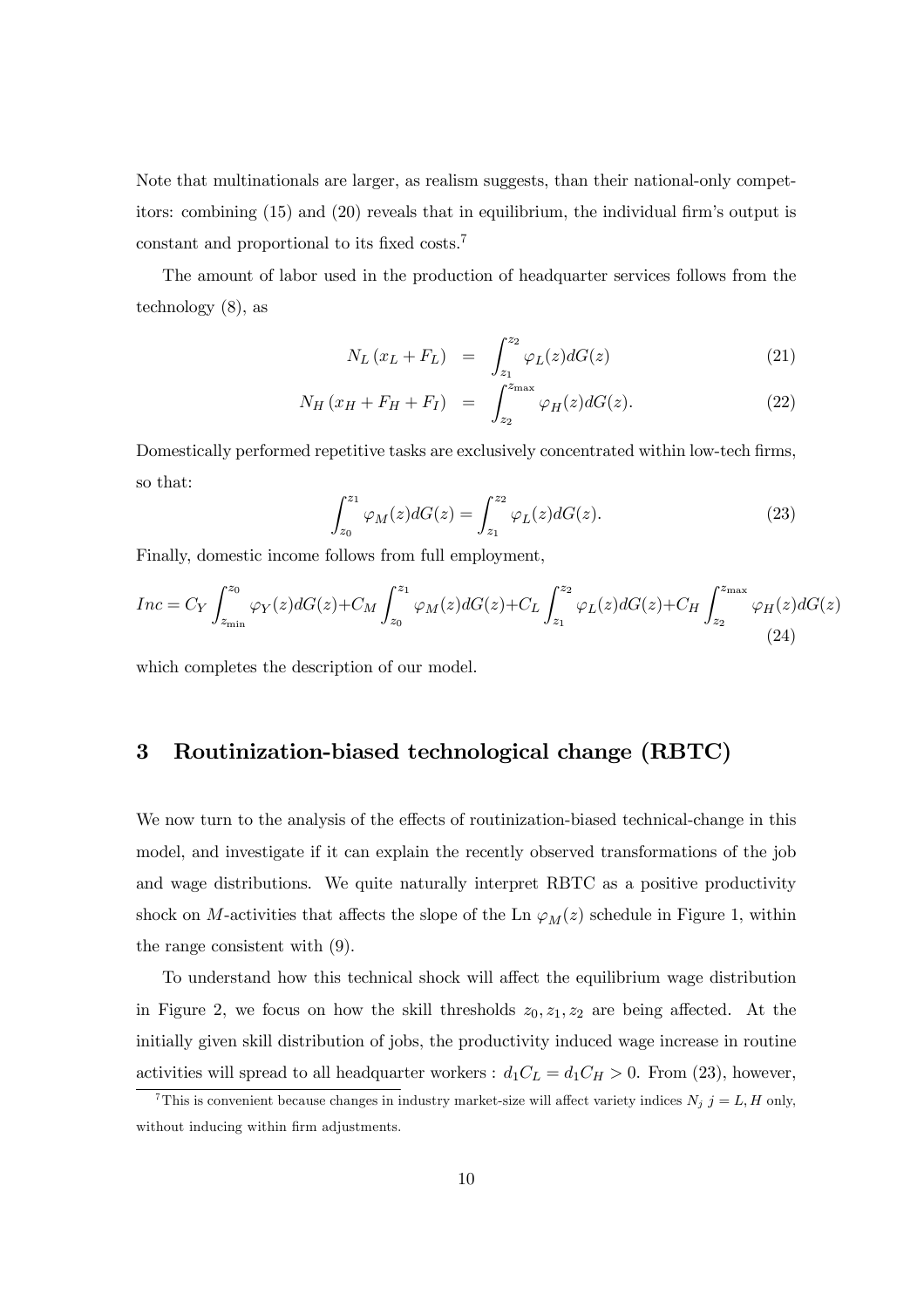Note that multinationals are larger, as realism suggests, than their national-only competitors: combining (15) and (20) reveals that in equilibrium, the individual firm's output is constant and proportional to its fixed costs.[7]

The amount of labor used in the production of headquarter services follows from the technology (8), as

$$N_L\left(x_L + F_L\right) = \int_{z_1}^{z_2} \varphi_L(z)dG(z) \tag{21}$$

$$N_H\left(x_H + F_H + F_I\right) = \int_{z_2}^{z_{\max}} \varphi_H(z)dG(z). \tag{22}$$

Domestically performed repetitive tasks are exclusively concentrated within low-tech firms, so that:

$$\int_{z_0}^{z_1} \varphi_M(z)dG(z) = \int_{z_1}^{z_2} \varphi_L(z)dG(z). \tag{23}$$

Finally, domestic income follows from full employment,

$$Inc = C_Y \int_{z_{\min}}^{z_0} \varphi_Y(z)dG(z) + C_M \int_{z_0}^{z_1} \varphi_M(z)dG(z) + C_L \int_{z_1}^{z_2} \varphi_L(z)dG(z) + C_H \int_{z_2}^{z_{\max}} \varphi_H(z)dG(z) \tag{24}$$

which completes the description of our model.

# 3 Routinization-biased technological change (RBTC)

We now turn to the analysis of the effects of routinization-biased technical-change in this model, and investigate if it can explain the recently observed transformations of the job and wage distributions. We quite naturally interpret RBTC as a positive productivity shock on $M$-activities that affects the slope of the Ln $\varphi_M(z)$ schedule in Figure 1, within the range consistent with (9).

To understand how this technical shock will affect the equilibrium wage distribution in Figure 2, we focus on how the skill thresholds $z_0, z_1, z_2$ are being affected. At the initially given skill distribution of jobs, the productivity induced wage increase in routine activities will spread to all headquarter workers : $d_1 C_L = d_1 C_H > 0$. From (23), however,

[7] This is convenient because changes in industry market-size will affect variety indices $N_j$ $j = L, H$ only, without inducing within firm adjustments.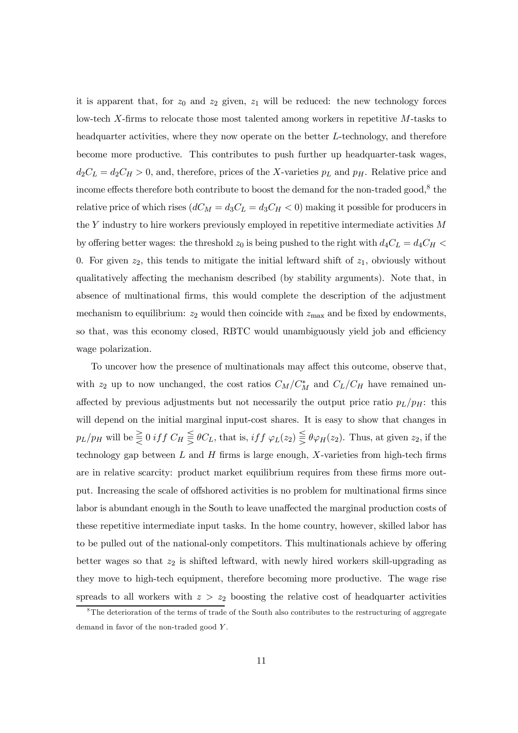it is apparent that, for $z_0$ and $z_2$ given, $z_1$ will be reduced: the new technology forces low-tech $X$-firms to relocate those most talented among workers in repetitive $M$-tasks to headquarter activities, where they now operate on the better $L$-technology, and therefore become more productive. This contributes to push further up headquarter-task wages, $d_2C_L = d_2C_H > 0$, and, therefore, prices of the $X$-varieties $p_L$ and $p_H$. Relative price and income effects therefore both contribute to boost the demand for the non-traded good,[8] the relative price of which rises ($dC_M = d_3C_L = d_3C_H < 0$) making it possible for producers in the $Y$ industry to hire workers previously employed in repetitive intermediate activities $M$ by offering better wages: the threshold $z_0$ is being pushed to the right with $d_4C_L = d_4C_H < 0$. For given $z_2$, this tends to mitigate the initial leftward shift of $z_1$, obviously without qualitatively affecting the mechanism described (by stability arguments). Note that, in absence of multinational firms, this would complete the description of the adjustment mechanism to equilibrium: $z_2$ would then coincide with $z_{\max}$ and be fixed by endowments, so that, was this economy closed, RBTC would unambiguously yield job and efficiency wage polarization.

To uncover how the presence of multinationals may affect this outcome, observe that, with $z_2$ up to now unchanged, the cost ratios $C_M/C_M^*$ and $C_L/C_H$ have remained unaffected by previous adjustments but not necessarily the output price ratio $p_L/p_H$: this will depend on the initial marginal input-cost shares. It is easy to show that changes in $p_L/p_H$ will be $\gtreqless 0$ $iff$ $C_H \lesseqgtr \theta C_L$, that is, $iff$ $\varphi_L(z_2) \lesseqgtr \theta\varphi_H(z_2)$. Thus, at given $z_2$, if the technology gap between $L$ and $H$ firms is large enough, $X$-varieties from high-tech firms are in relative scarcity: product market equilibrium requires from these firms more output. Increasing the scale of offshored activities is no problem for multinational firms since labor is abundant enough in the South to leave unaffected the marginal production costs of these repetitive intermediate input tasks. In the home country, however, skilled labor has to be pulled out of the national-only competitors. This multinationals achieve by offering better wages so that $z_2$ is shifted leftward, with newly hired workers skill-upgrading as they move to high-tech equipment, therefore becoming more productive. The wage rise spreads to all workers with $z > z_2$ boosting the relative cost of headquarter activities

[8] The deterioration of the terms of trade of the South also contributes to the restructuring of aggregate demand in favor of the non-traded good $Y$.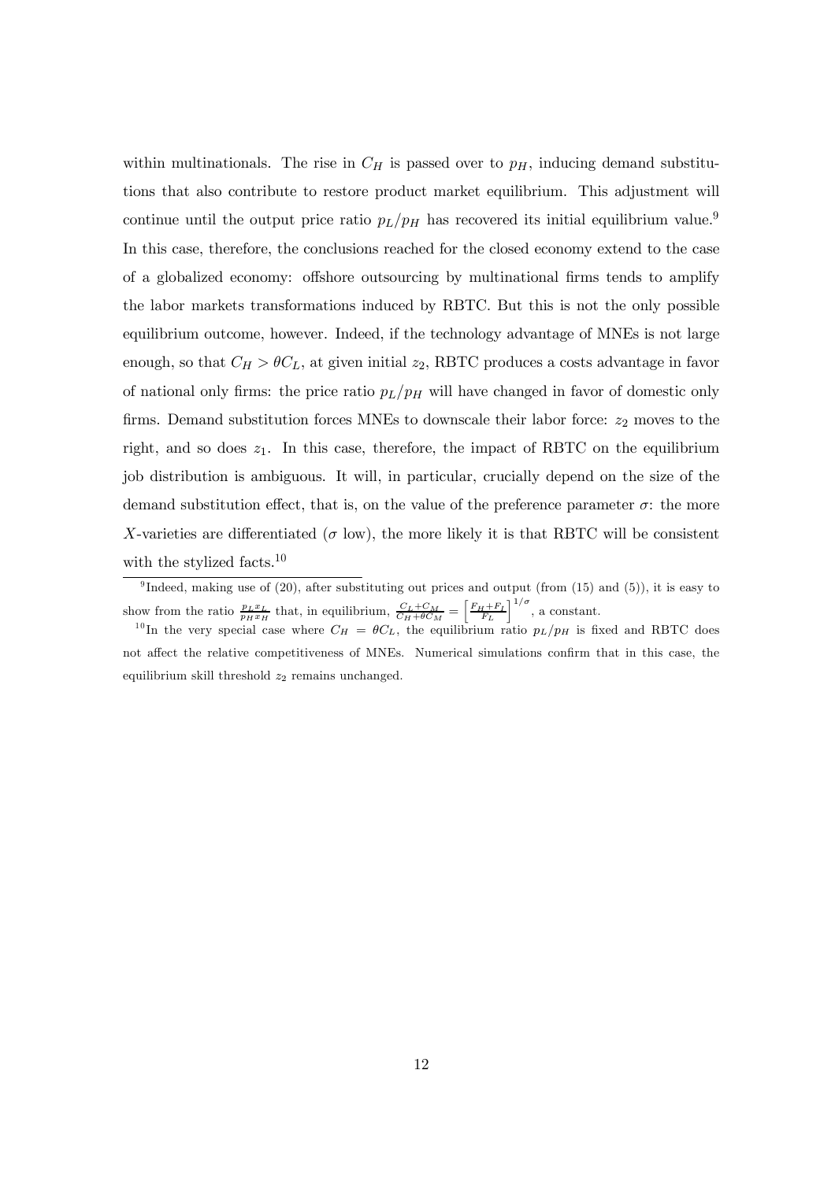within multinationals. The rise in $C_H$ is passed over to $p_H$, inducing demand substitutions that also contribute to restore product market equilibrium. This adjustment will continue until the output price ratio $p_L/p_H$ has recovered its initial equilibrium value.[9] In this case, therefore, the conclusions reached for the closed economy extend to the case of a globalized economy: offshore outsourcing by multinational firms tends to amplify the labor markets transformations induced by RBTC. But this is not the only possible equilibrium outcome, however. Indeed, if the technology advantage of MNEs is not large enough, so that $C_H > \theta C_L$, at given initial $z_2$, RBTC produces a costs advantage in favor of national only firms: the price ratio $p_L/p_H$ will have changed in favor of domestic only firms. Demand substitution forces MNEs to downscale their labor force: $z_2$ moves to the right, and so does $z_1$. In this case, therefore, the impact of RBTC on the equilibrium job distribution is ambiguous. It will, in particular, crucially depend on the size of the demand substitution effect, that is, on the value of the preference parameter $\sigma$: the more $X$-varieties are differentiated ($\sigma$ low), the more likely it is that RBTC will be consistent with the stylized facts.[10]

[9] Indeed, making use of (20), after substituting out prices and output (from (15) and (5)), it is easy to show from the ratio $\frac{p_L x_L}{p_H x_H}$ that, in equilibrium, $\frac{C_L + C_M}{C_H + \theta C_M} = \left[\frac{F_H + F_L}{F_L}\right]^{1/\sigma}$, a constant.

[10] In the very special case where $C_H = \theta C_L$, the equilibrium ratio $p_L/p_H$ is fixed and RBTC does not affect the relative competitiveness of MNEs. Numerical simulations confirm that in this case, the equilibrium skill threshold $z_2$ remains unchanged.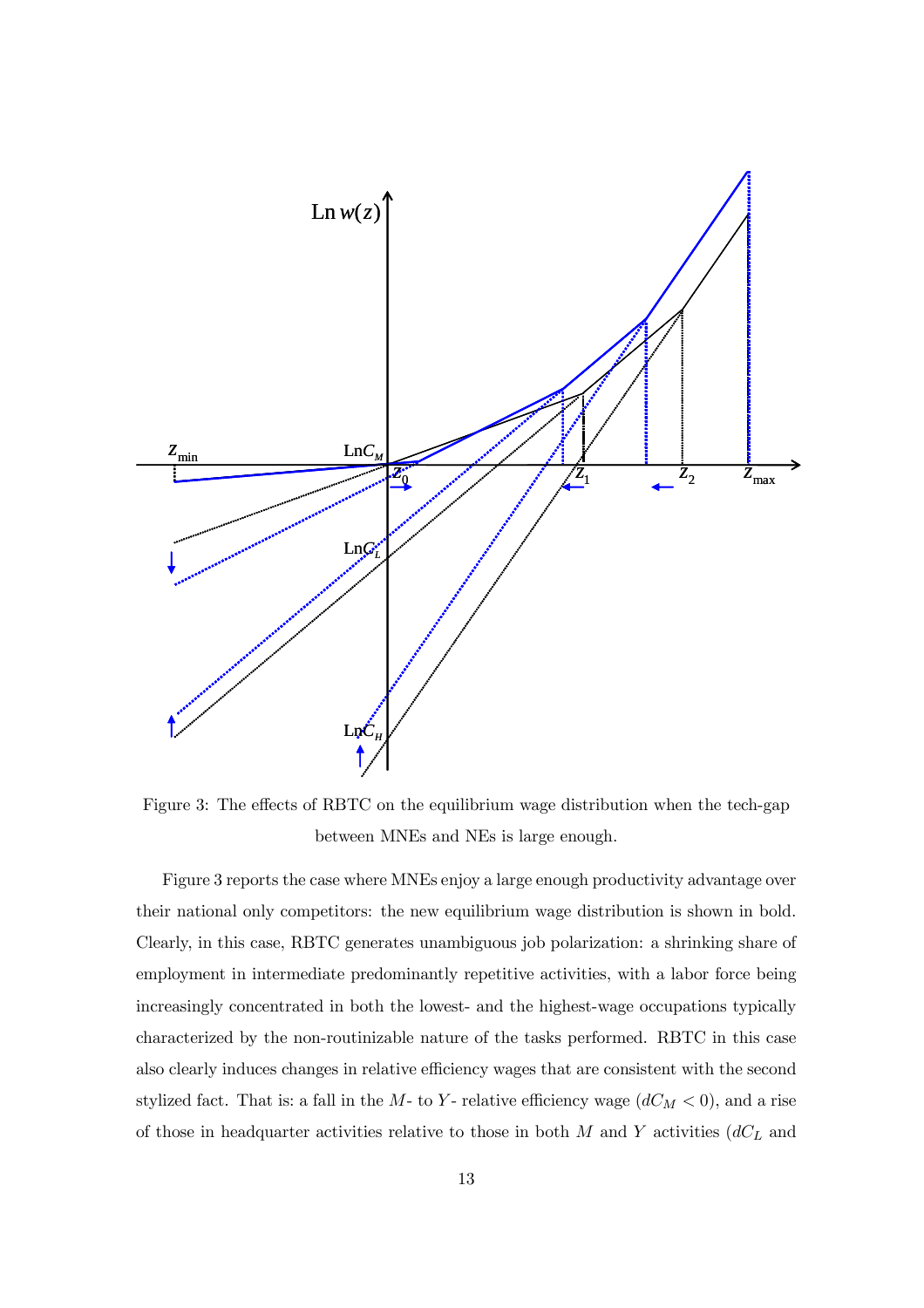Figure 3: The effects of RBTC on the equilibrium wage distribution when the tech-gap between MNEs and NEs is large enough.

Figure 3 reports the case where MNEs enjoy a large enough productivity advantage over their national only competitors: the new equilibrium wage distribution is shown in bold. Clearly, in this case, RBTC generates unambiguous job polarization: a shrinking share of employment in intermediate predominantly repetitive activities, with a labor force being increasingly concentrated in both the lowest- and the highest-wage occupations typically characterized by the non-routinizable nature of the tasks performed. RBTC in this case also clearly induces changes in relative efficiency wages that are consistent with the second stylized fact. That is: a fall in the $M$- to $Y$- relative efficiency wage ($dC_M < 0$), and a rise of those in headquarter activities relative to those in both $M$ and $Y$ activities ($dC_L$ and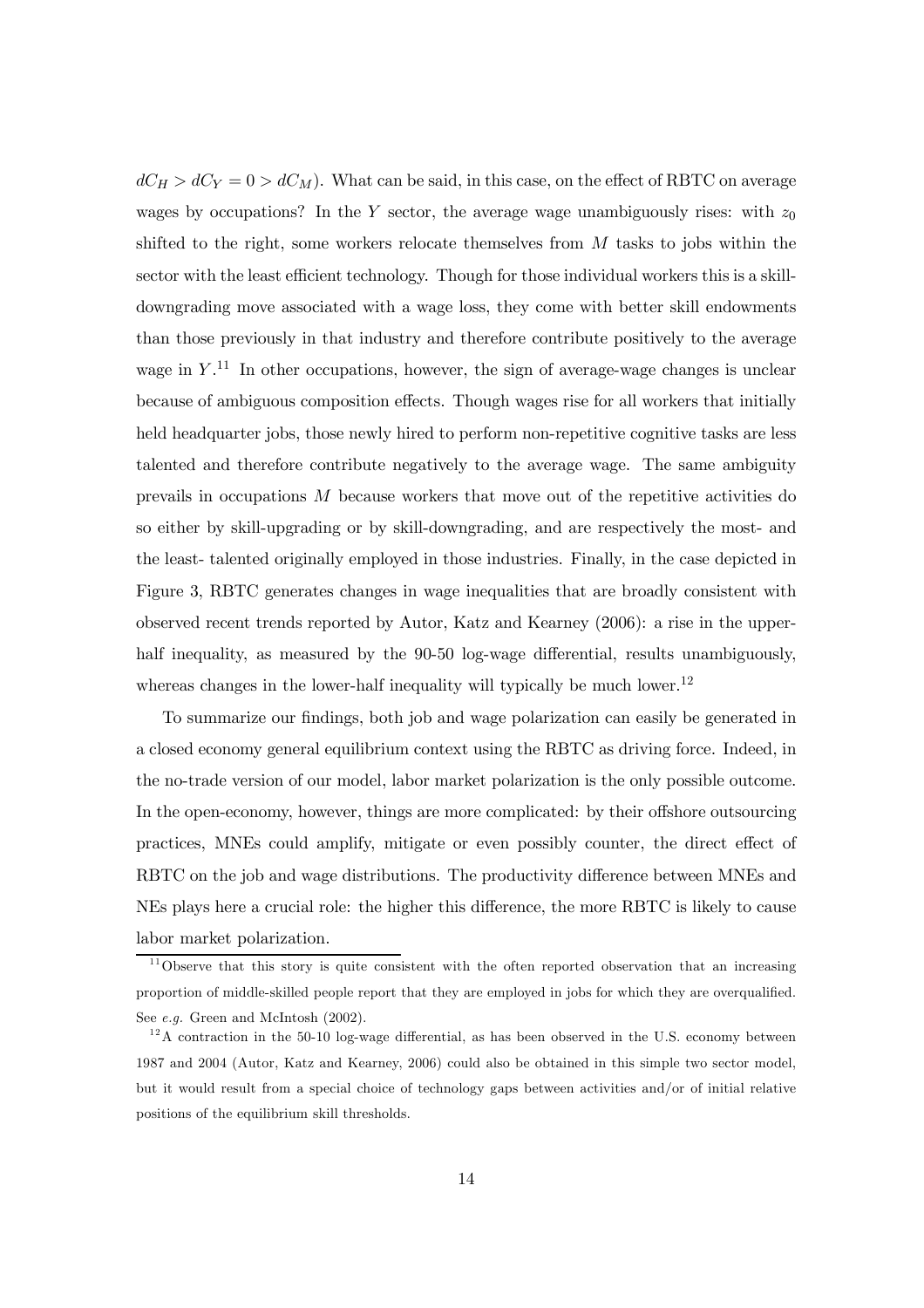$dC_H > dC_Y = 0 > dC_M$). What can be said, in this case, on the effect of RBTC on average wages by occupations? In the $Y$ sector, the average wage unambiguously rises: with $z_0$ shifted to the right, some workers relocate themselves from $M$ tasks to jobs within the sector with the least efficient technology. Though for those individual workers this is a skill-downgrading move associated with a wage loss, they come with better skill endowments than those previously in that industry and therefore contribute positively to the average wage in $Y$.[11] In other occupations, however, the sign of average-wage changes is unclear because of ambiguous composition effects. Though wages rise for all workers that initially held headquarter jobs, those newly hired to perform non-repetitive cognitive tasks are less talented and therefore contribute negatively to the average wage. The same ambiguity prevails in occupations $M$ because workers that move out of the repetitive activities do so either by skill-upgrading or by skill-downgrading, and are respectively the most- and the least- talented originally employed in those industries. Finally, in the case depicted in Figure 3, RBTC generates changes in wage inequalities that are broadly consistent with observed recent trends reported by Autor, Katz and Kearney (2006): a rise in the upper-half inequality, as measured by the 90-50 log-wage differential, results unambiguously, whereas changes in the lower-half inequality will typically be much lower.[12]

To summarize our findings, both job and wage polarization can easily be generated in a closed economy general equilibrium context using the RBTC as driving force. Indeed, in the no-trade version of our model, labor market polarization is the only possible outcome. In the open-economy, however, things are more complicated: by their offshore outsourcing practices, MNEs could amplify, mitigate or even possibly counter, the direct effect of RBTC on the job and wage distributions. The productivity difference between MNEs and NEs plays here a crucial role: the higher this difference, the more RBTC is likely to cause labor market polarization.

[11] Observe that this story is quite consistent with the often reported observation that an increasing proportion of middle-skilled people report that they are employed in jobs for which they are overqualified. See *e.g.* Green and McIntosh (2002).

[12] A contraction in the 50-10 log-wage differential, as has been observed in the U.S. economy between 1987 and 2004 (Autor, Katz and Kearney, 2006) could also be obtained in this simple two sector model, but it would result from a special choice of technology gaps between activities and/or of initial relative positions of the equilibrium skill thresholds.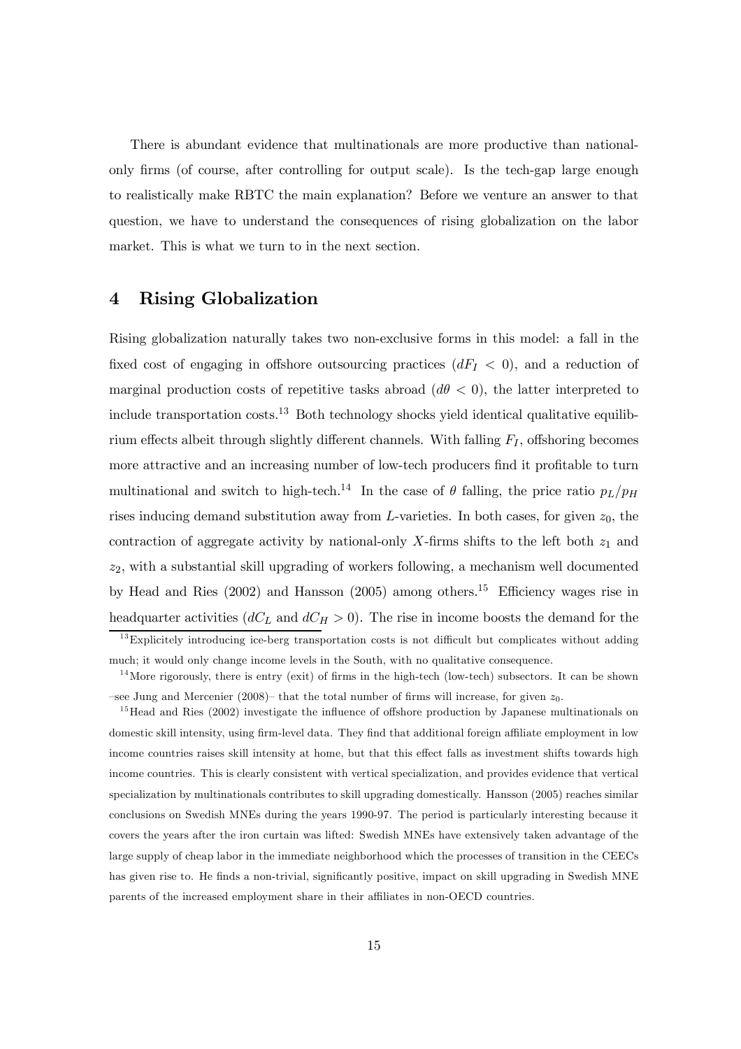There is abundant evidence that multinationals are more productive than national-only firms (of course, after controlling for output scale). Is the tech-gap large enough to realistically make RBTC the main explanation? Before we venture an answer to that question, we have to understand the consequences of rising globalization on the labor market. This is what we turn to in the next section.

## 4 Rising Globalization

Rising globalization naturally takes two non-exclusive forms in this model: a fall in the fixed cost of engaging in offshore outsourcing practices ($dF_I < 0$), and a reduction of marginal production costs of repetitive tasks abroad ($d\theta < 0$), the latter interpreted to include transportation costs.[13] Both technology shocks yield identical qualitative equilibrium effects albeit through slightly different channels. With falling $F_I$, offshoring becomes more attractive and an increasing number of low-tech producers find it profitable to turn multinational and switch to high-tech.[14] In the case of $\theta$ falling, the price ratio $p_L/p_H$ rises inducing demand substitution away from $L$-varieties. In both cases, for given $z_0$, the contraction of aggregate activity by national-only $X$-firms shifts to the left both $z_1$ and $z_2$, with a substantial skill upgrading of workers following, a mechanism well documented by Head and Ries (2002) and Hansson (2005) among others.[15] Efficiency wages rise in headquarter activities ($dC_L$ and $dC_H > 0$). The rise in income boosts the demand for the

[13] Explicitely introducing ice-berg transportation costs is not difficult but complicates without adding much; it would only change income levels in the South, with no qualitative consequence.

[14] More rigorously, there is entry (exit) of firms in the high-tech (low-tech) subsectors. It can be shown –see Jung and Mercenier (2008)– that the total number of firms will increase, for given $z_0$.

[15] Head and Ries (2002) investigate the influence of offshore production by Japanese multinationals on domestic skill intensity, using firm-level data. They find that additional foreign affiliate employment in low income countries raises skill intensity at home, but that this effect falls as investment shifts towards high income countries. This is clearly consistent with vertical specialization, and provides evidence that vertical specialization by multinationals contributes to skill upgrading domestically. Hansson (2005) reaches similar conclusions on Swedish MNEs during the years 1990-97. The period is particularly interesting because it covers the years after the iron curtain was lifted: Swedish MNEs have extensively taken advantage of the large supply of cheap labor in the immediate neighborhood which the processes of transition in the CEECs has given rise to. He finds a non-trivial, significantly positive, impact on skill upgrading in Swedish MNE parents of the increased employment share in their affiliates in non-OECD countries.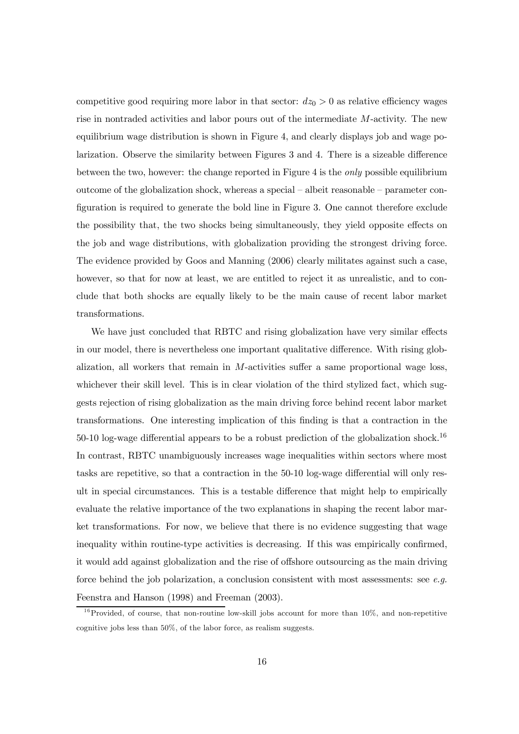competitive good requiring more labor in that sector: $dz_0 > 0$ as relative efficiency wages rise in nontraded activities and labor pours out of the intermediate $M$-activity. The new equilibrium wage distribution is shown in Figure 4, and clearly displays job and wage polarization. Observe the similarity between Figures 3 and 4. There is a sizeable difference between the two, however: the change reported in Figure 4 is the *only* possible equilibrium outcome of the globalization shock, whereas a special – albeit reasonable – parameter configuration is required to generate the bold line in Figure 3. One cannot therefore exclude the possibility that, the two shocks being simultaneously, they yield opposite effects on the job and wage distributions, with globalization providing the strongest driving force. The evidence provided by Goos and Manning (2006) clearly militates against such a case, however, so that for now at least, we are entitled to reject it as unrealistic, and to conclude that both shocks are equally likely to be the main cause of recent labor market transformations.

We have just concluded that RBTC and rising globalization have very similar effects in our model, there is nevertheless one important qualitative difference. With rising globalization, all workers that remain in $M$-activities suffer a same proportional wage loss, whichever their skill level. This is in clear violation of the third stylized fact, which suggests rejection of rising globalization as the main driving force behind recent labor market transformations. One interesting implication of this finding is that a contraction in the 50-10 log-wage differential appears to be a robust prediction of the globalization shock.[16] In contrast, RBTC unambiguously increases wage inequalities within sectors where most tasks are repetitive, so that a contraction in the 50-10 log-wage differential will only result in special circumstances. This is a testable difference that might help to empirically evaluate the relative importance of the two explanations in shaping the recent labor market transformations. For now, we believe that there is no evidence suggesting that wage inequality within routine-type activities is decreasing. If this was empirically confirmed, it would add against globalization and the rise of offshore outsourcing as the main driving force behind the job polarization, a conclusion consistent with most assessments: see *e.g.* Feenstra and Hanson (1998) and Freeman (2003).

[16] Provided, of course, that non-routine low-skill jobs account for more than 10%, and non-repetitive cognitive jobs less than 50%, of the labor force, as realism suggests.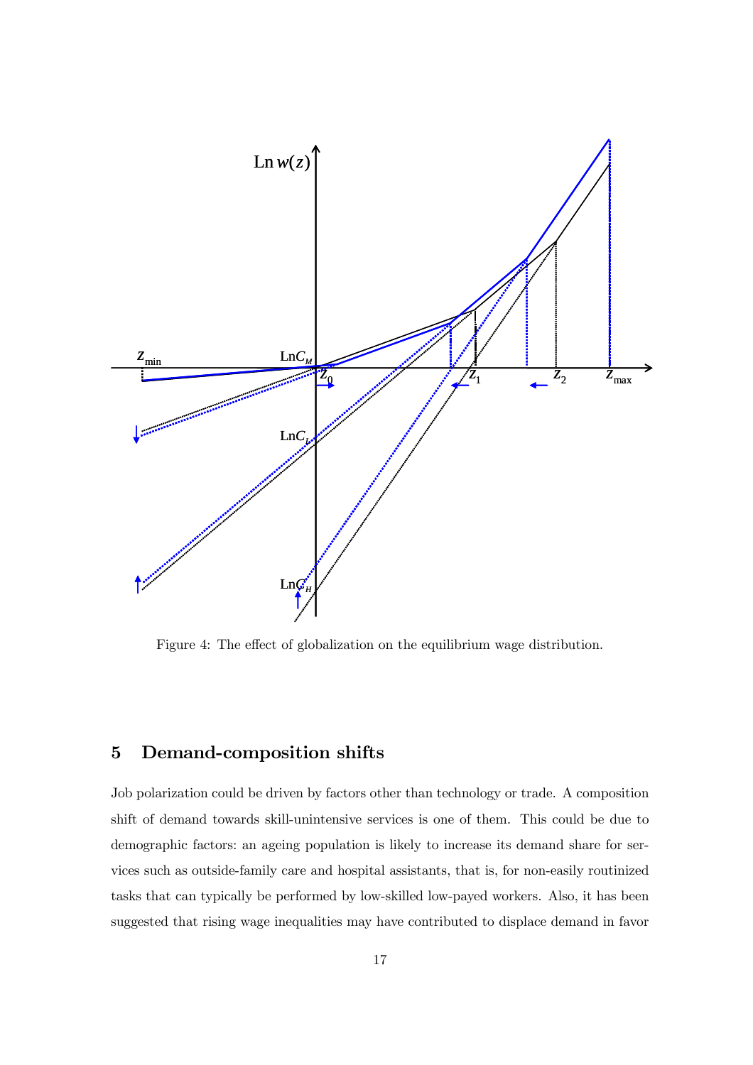Figure 4: The effect of globalization on the equilibrium wage distribution.

## 5 Demand-composition shifts

Job polarization could be driven by factors other than technology or trade. A composition shift of demand towards skill-unintensive services is one of them. This could be due to demographic factors: an ageing population is likely to increase its demand share for services such as outside-family care and hospital assistants, that is, for non-easily routinized tasks that can typically be performed by low-skilled low-payed workers. Also, it has been suggested that rising wage inequalities may have contributed to displace demand in favor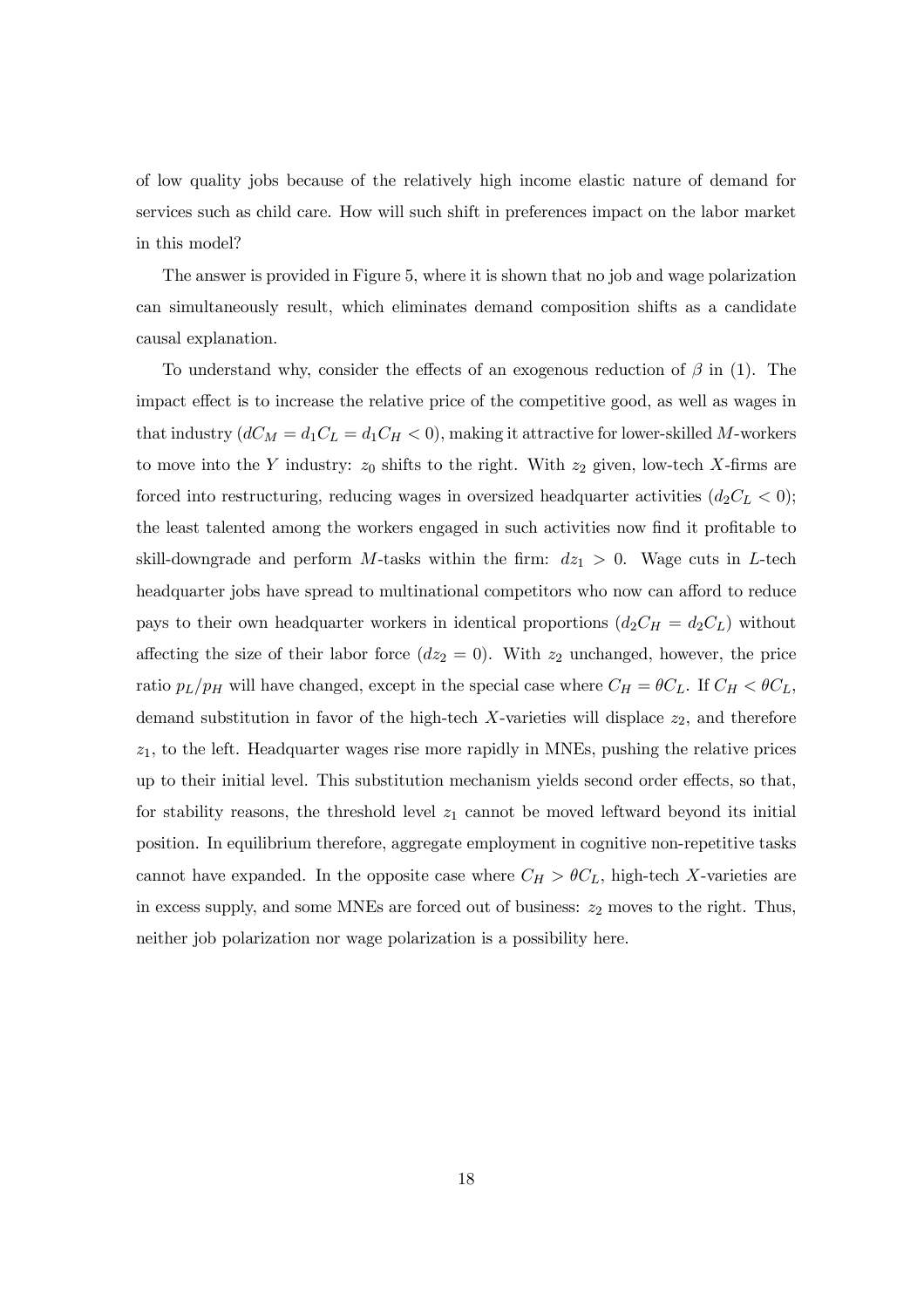of low quality jobs because of the relatively high income elastic nature of demand for services such as child care. How will such shift in preferences impact on the labor market in this model?

The answer is provided in Figure 5, where it is shown that no job and wage polarization can simultaneously result, which eliminates demand composition shifts as a candidate causal explanation.

To understand why, consider the effects of an exogenous reduction of $\beta$ in (1). The impact effect is to increase the relative price of the competitive good, as well as wages in that industry ($dC_M = d_1C_L = d_1C_H < 0$), making it attractive for lower-skilled $M$-workers to move into the $Y$ industry: $z_0$ shifts to the right. With $z_2$ given, low-tech $X$-firms are forced into restructuring, reducing wages in oversized headquarter activities ($d_2C_L < 0$); the least talented among the workers engaged in such activities now find it profitable to skill-downgrade and perform $M$-tasks within the firm: $dz_1 > 0$. Wage cuts in $L$-tech headquarter jobs have spread to multinational competitors who now can afford to reduce pays to their own headquarter workers in identical proportions ($d_2C_H = d_2C_L$) without affecting the size of their labor force ($dz_2 = 0$). With $z_2$ unchanged, however, the price ratio $p_L/p_H$ will have changed, except in the special case where $C_H = \theta C_L$. If $C_H < \theta C_L$, demand substitution in favor of the high-tech $X$-varieties will displace $z_2$, and therefore $z_1$, to the left. Headquarter wages rise more rapidly in MNEs, pushing the relative prices up to their initial level. This substitution mechanism yields second order effects, so that, for stability reasons, the threshold level $z_1$ cannot be moved leftward beyond its initial position. In equilibrium therefore, aggregate employment in cognitive non-repetitive tasks cannot have expanded. In the opposite case where $C_H > \theta C_L$, high-tech $X$-varieties are in excess supply, and some MNEs are forced out of business: $z_2$ moves to the right. Thus, neither job polarization nor wage polarization is a possibility here.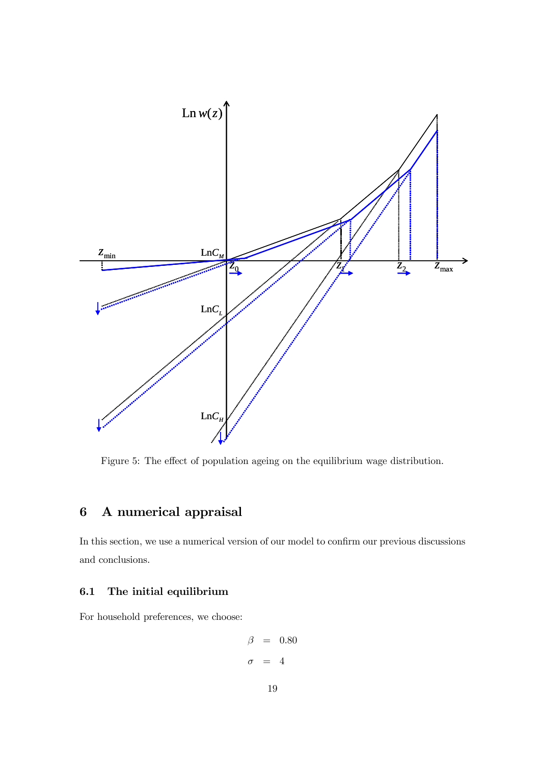Figure 5: The effect of population ageing on the equilibrium wage distribution.

## 6 A numerical appraisal

In this section, we use a numerical version of our model to confirm our previous discussions and conclusions.

### 6.1 The initial equilibrium

For household preferences, we choose:

$$\beta = 0.80$$

$$\sigma = 4$$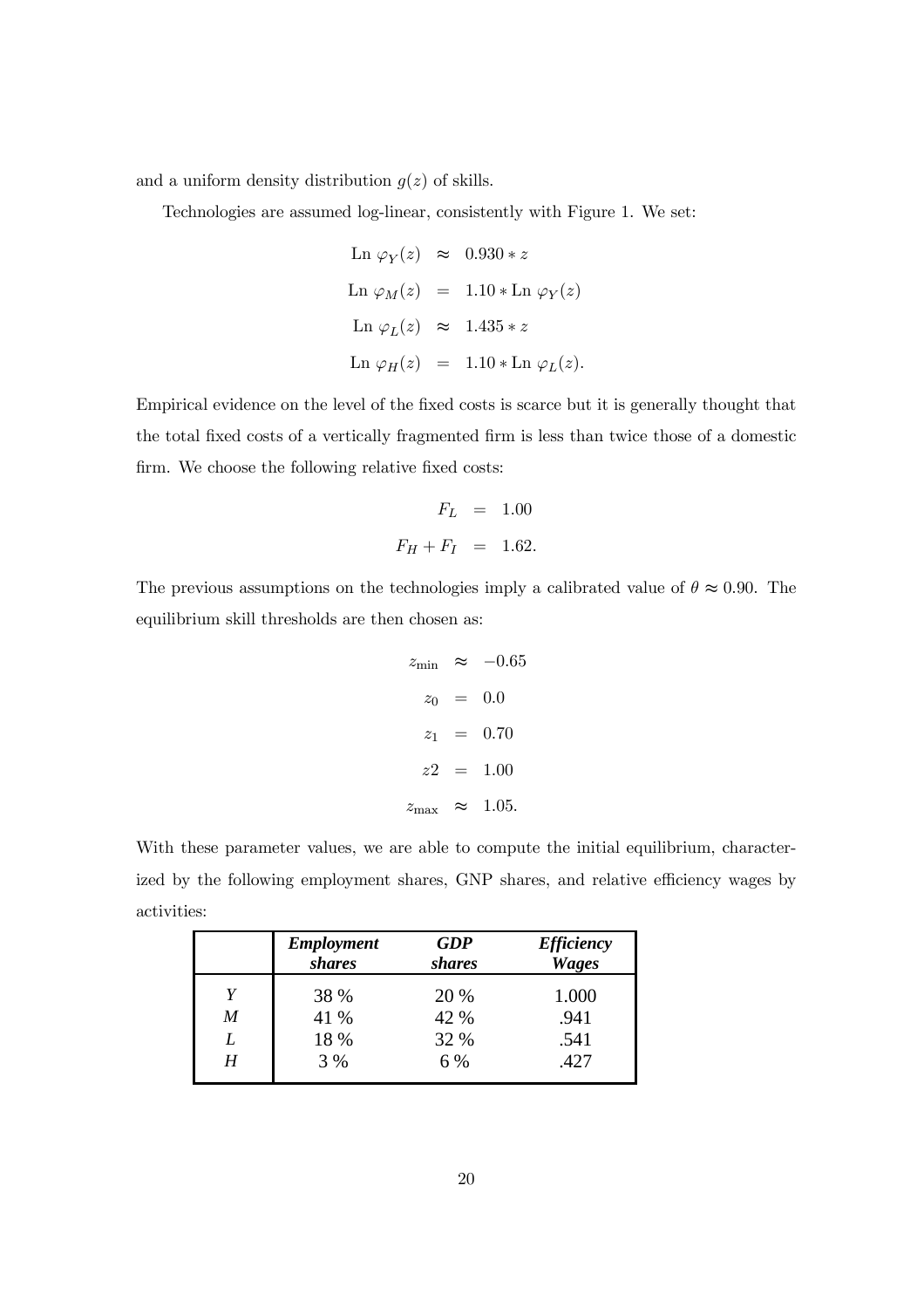and a uniform density distribution $g(z)$ of skills.

Technologies are assumed log-linear, consistently with Figure 1. We set:

$$\begin{aligned}
\text{Ln } \varphi_Y(z) &\approx 0.930 * z \\
\text{Ln } \varphi_M(z) &= 1.10 * \text{Ln } \varphi_Y(z) \\
\text{Ln } \varphi_L(z) &\approx 1.435 * z \\
\text{Ln } \varphi_H(z) &= 1.10 * \text{Ln } \varphi_L(z).
\end{aligned}$$

Empirical evidence on the level of the fixed costs is scarce but it is generally thought that the total fixed costs of a vertically fragmented firm is less than twice those of a domestic firm. We choose the following relative fixed costs:

$$\begin{aligned}
F_L &= 1.00 \\
F_H + F_I &= 1.62.
\end{aligned}$$

The previous assumptions on the technologies imply a calibrated value of $\theta \approx 0.90$. The equilibrium skill thresholds are then chosen as:

$$\begin{aligned}
z_{\min} &\approx -0.65 \\
z_0 &= 0.0 \\
z_1 &= 0.70 \\
z2 &= 1.00 \\
z_{\max} &\approx 1.05.
\end{aligned}$$

With these parameter values, we are able to compute the initial equilibrium, characterized by the following employment shares, GNP shares, and relative efficiency wages by activities:

| | ***Employment shares*** | ***GDP shares*** | ***Efficiency Wages*** |
|---|---|---|---|
| *Y* | 38 % | 20 % | 1.000 |
| *M* | 41 % | 42 % | .941 |
| *L* | 18 % | 32 % | .541 |
| *H* | 3 % | 6 % | .427 |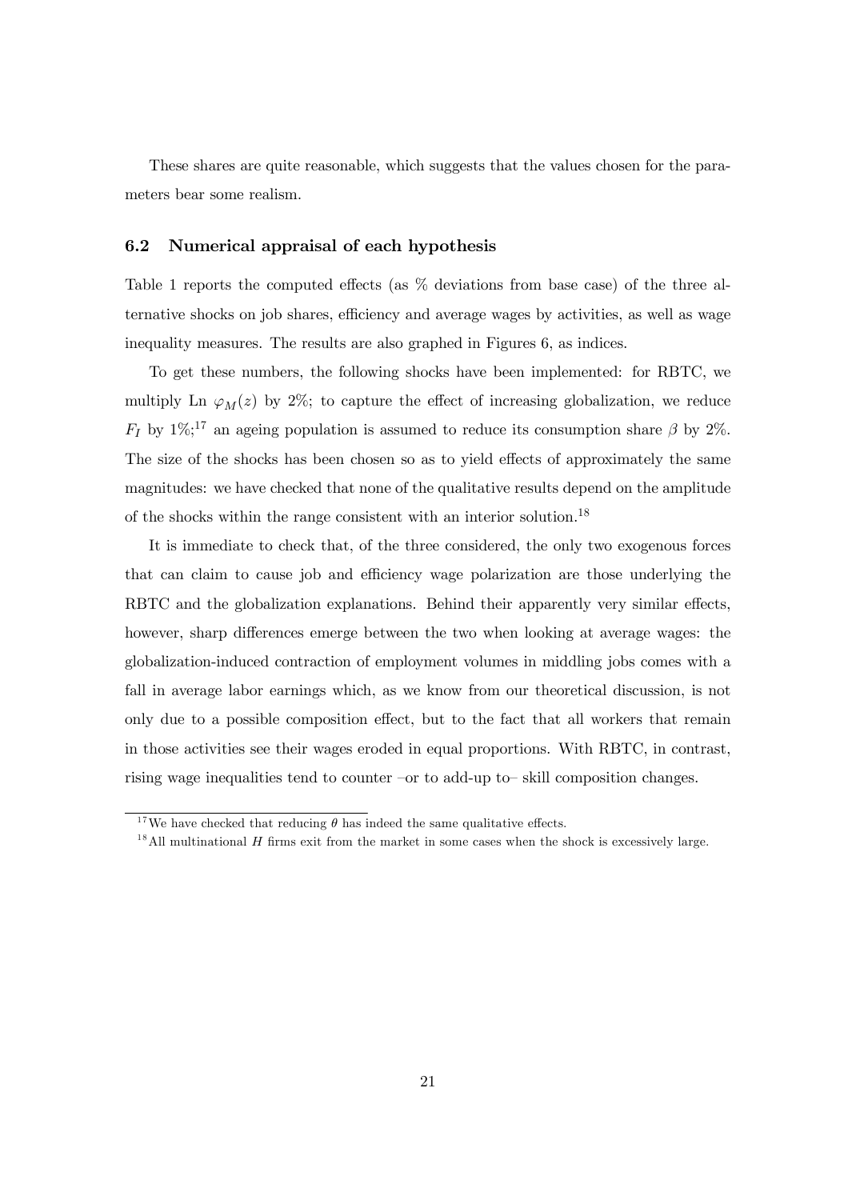These shares are quite reasonable, which suggests that the values chosen for the parameters bear some realism.

### 6.2 Numerical appraisal of each hypothesis

Table 1 reports the computed effects (as % deviations from base case) of the three alternative shocks on job shares, efficiency and average wages by activities, as well as wage inequality measures. The results are also graphed in Figures 6, as indices.

To get these numbers, the following shocks have been implemented: for RBTC, we multiply Ln $\varphi_M(z)$ by 2%; to capture the effect of increasing globalization, we reduce $F_I$ by 1%;[17] an ageing population is assumed to reduce its consumption share $\beta$ by 2%. The size of the shocks has been chosen so as to yield effects of approximately the same magnitudes: we have checked that none of the qualitative results depend on the amplitude of the shocks within the range consistent with an interior solution.[18]

It is immediate to check that, of the three considered, the only two exogenous forces that can claim to cause job and efficiency wage polarization are those underlying the RBTC and the globalization explanations. Behind their apparently very similar effects, however, sharp differences emerge between the two when looking at average wages: the globalization-induced contraction of employment volumes in middling jobs comes with a fall in average labor earnings which, as we know from our theoretical discussion, is not only due to a possible composition effect, but to the fact that all workers that remain in those activities see their wages eroded in equal proportions. With RBTC, in contrast, rising wage inequalities tend to counter –or to add-up to– skill composition changes.

[17] We have checked that reducing $\theta$ has indeed the same qualitative effects.

[18] All multinational $H$ firms exit from the market in some cases when the shock is excessively large.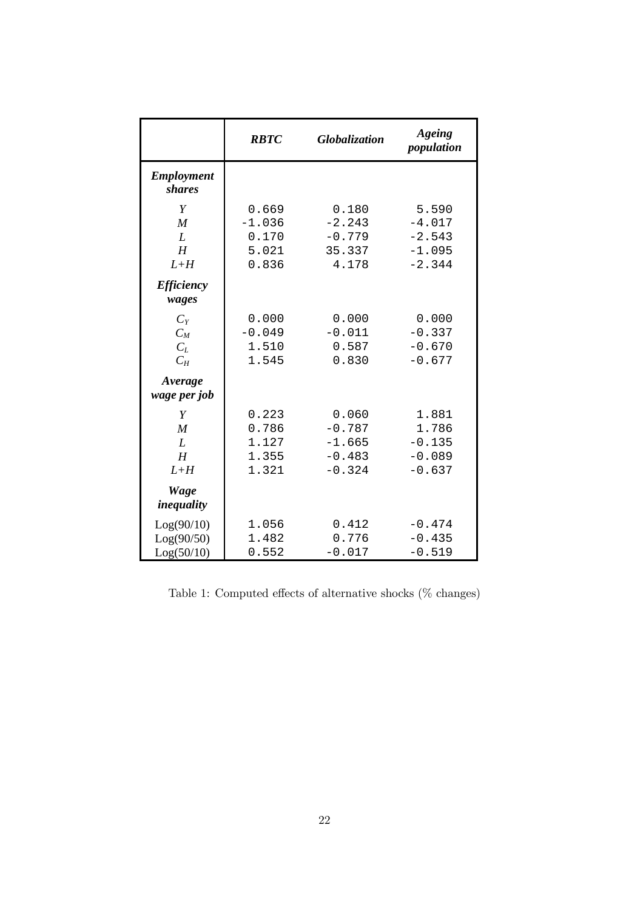| | ***RBTC*** | ***Globalization*** | ***Ageing population*** |
|---|---|---|---|
| ***Employment shares*** | | | |
| *Y* | 0.669 | 0.180 | 5.590 |
| *M* | -1.036 | -2.243 | -4.017 |
| *L* | 0.170 | -0.779 | -2.543 |
| *H* | 5.021 | 35.337 | -1.095 |
| *L+H* | 0.836 | 4.178 | -2.344 |
| ***Efficiency wages*** | | | |
| $C_Y$ | 0.000 | 0.000 | 0.000 |
| $C_M$ | -0.049 | -0.011 | -0.337 |
| $C_L$ | 1.510 | 0.587 | -0.670 |
| $C_H$ | 1.545 | 0.830 | -0.677 |
| ***Average wage per job*** | | | |
| *Y* | 0.223 | 0.060 | 1.881 |
| *M* | 0.786 | -0.787 | 1.786 |
| *L* | 1.127 | -1.665 | -0.135 |
| *H* | 1.355 | -0.483 | -0.089 |
| *L+H* | 1.321 | -0.324 | -0.637 |
| ***Wage inequality*** | | | |
| Log(90/10) | 1.056 | 0.412 | -0.474 |
| Log(90/50) | 1.482 | 0.776 | -0.435 |
| Log(50/10) | 0.552 | -0.017 | -0.519 |

Table 1: Computed effects of alternative shocks (% changes)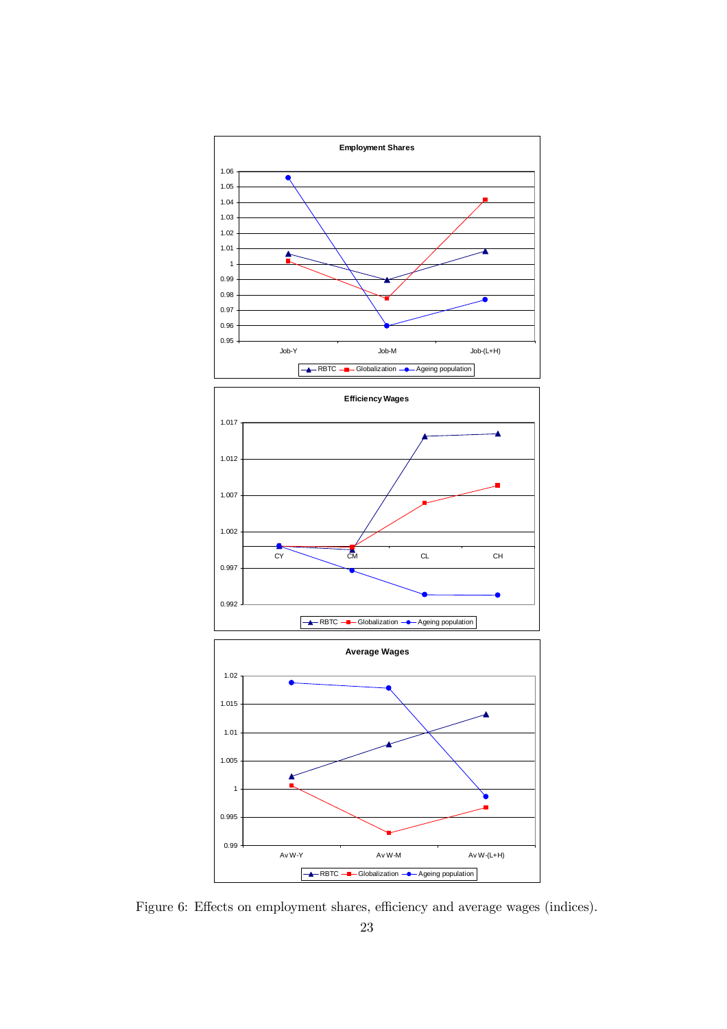Figure 6: Effects on employment shares, efficiency and average wages (indices).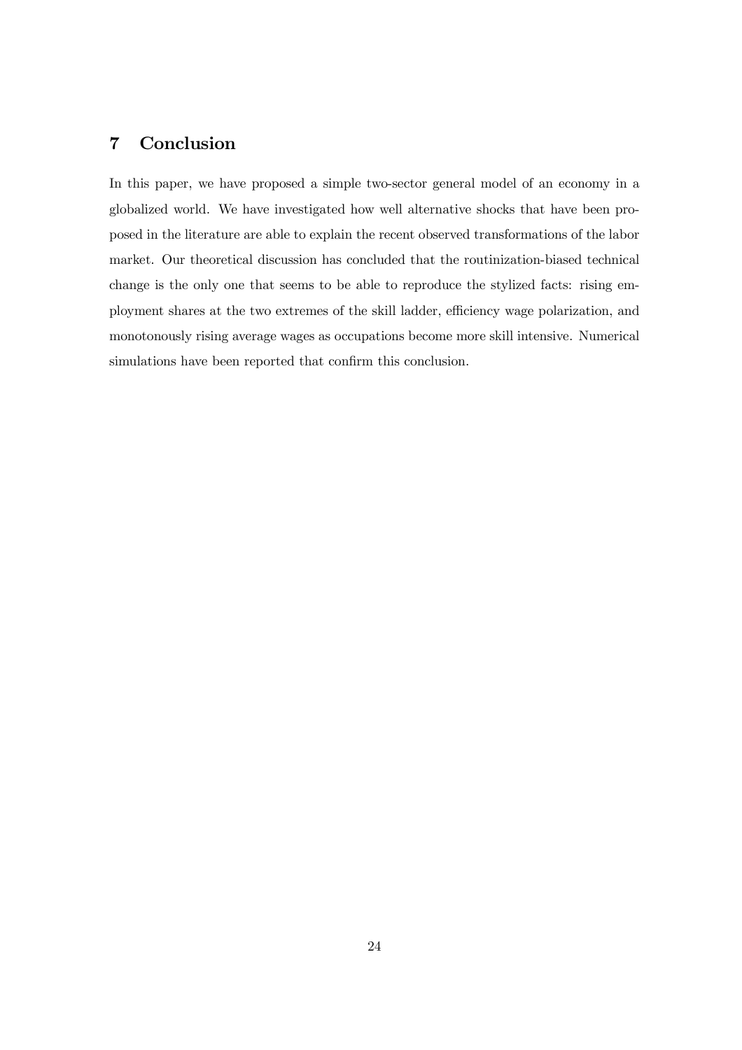## 7 Conclusion

In this paper, we have proposed a simple two-sector general model of an economy in a globalized world. We have investigated how well alternative shocks that have been proposed in the literature are able to explain the recent observed transformations of the labor market. Our theoretical discussion has concluded that the routinization-biased technical change is the only one that seems to be able to reproduce the stylized facts: rising employment shares at the two extremes of the skill ladder, efficiency wage polarization, and monotonously rising average wages as occupations become more skill intensive. Numerical simulations have been reported that confirm this conclusion.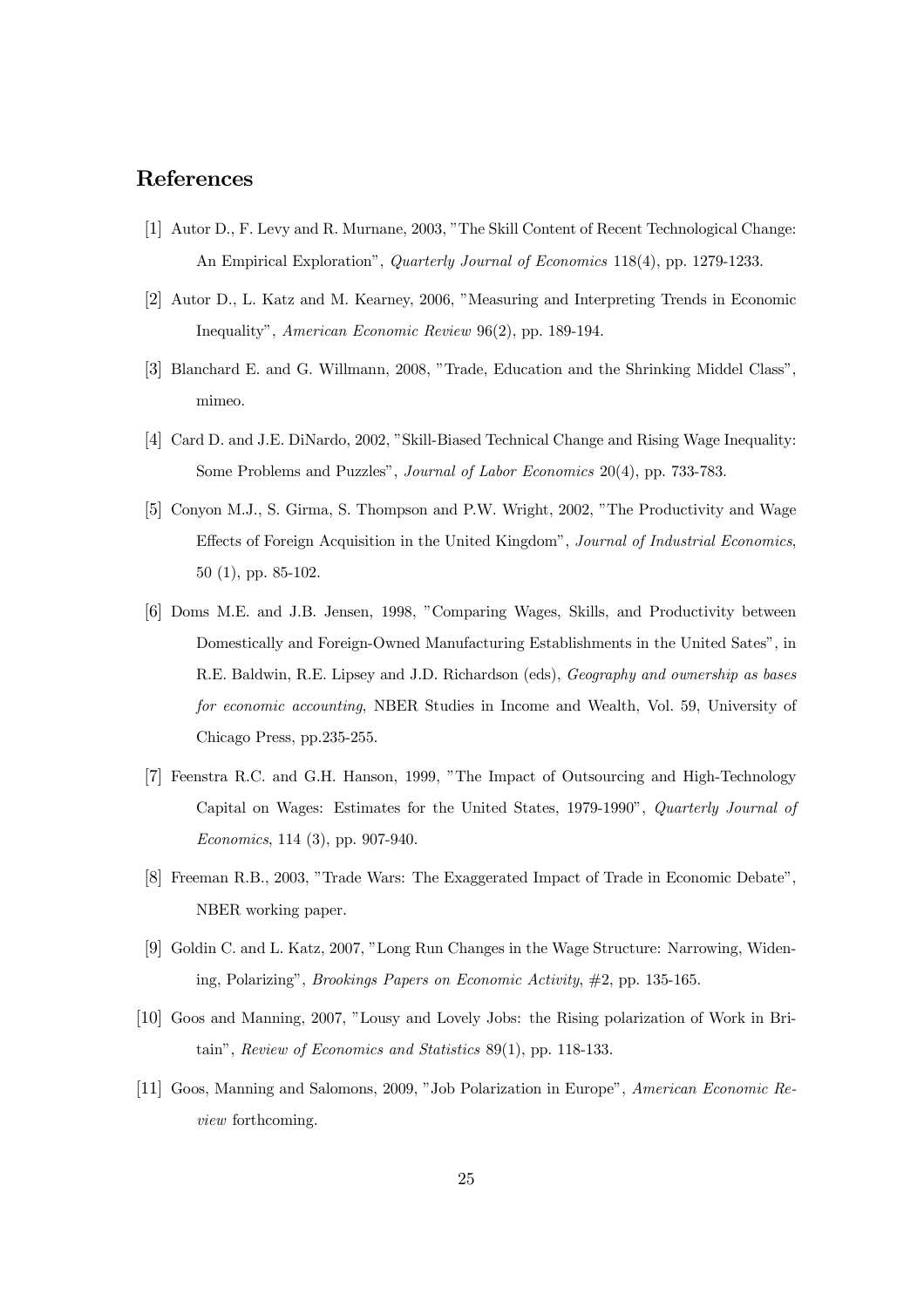## References

[1] Autor D., F. Levy and R. Murnane, 2003, "The Skill Content of Recent Technological Change: An Empirical Exploration", *Quarterly Journal of Economics* 118(4), pp. 1279-1233.

[2] Autor D., L. Katz and M. Kearney, 2006, "Measuring and Interpreting Trends in Economic Inequality", *American Economic Review* 96(2), pp. 189-194.

[3] Blanchard E. and G. Willmann, 2008, "Trade, Education and the Shrinking Middel Class", mimeo.

[4] Card D. and J.E. DiNardo, 2002, "Skill-Biased Technical Change and Rising Wage Inequality: Some Problems and Puzzles", *Journal of Labor Economics* 20(4), pp. 733-783.

[5] Conyon M.J., S. Girma, S. Thompson and P.W. Wright, 2002, "The Productivity and Wage Effects of Foreign Acquisition in the United Kingdom", *Journal of Industrial Economics*, 50 (1), pp. 85-102.

[6] Doms M.E. and J.B. Jensen, 1998, "Comparing Wages, Skills, and Productivity between Domestically and Foreign-Owned Manufacturing Establishments in the United Sates", in R.E. Baldwin, R.E. Lipsey and J.D. Richardson (eds), *Geography and ownership as bases for economic accounting*, NBER Studies in Income and Wealth, Vol. 59, University of Chicago Press, pp.235-255.

[7] Feenstra R.C. and G.H. Hanson, 1999, "The Impact of Outsourcing and High-Technology Capital on Wages: Estimates for the United States, 1979-1990", *Quarterly Journal of Economics*, 114 (3), pp. 907-940.

[8] Freeman R.B., 2003, "Trade Wars: The Exaggerated Impact of Trade in Economic Debate", NBER working paper.

[9] Goldin C. and L. Katz, 2007, "Long Run Changes in the Wage Structure: Narrowing, Widening, Polarizing", *Brookings Papers on Economic Activity*, #2, pp. 135-165.

[10] Goos and Manning, 2007, "Lousy and Lovely Jobs: the Rising polarization of Work in Britain", *Review of Economics and Statistics* 89(1), pp. 118-133.

[11] Goos, Manning and Salomons, 2009, "Job Polarization in Europe", *American Economic Review* forthcoming.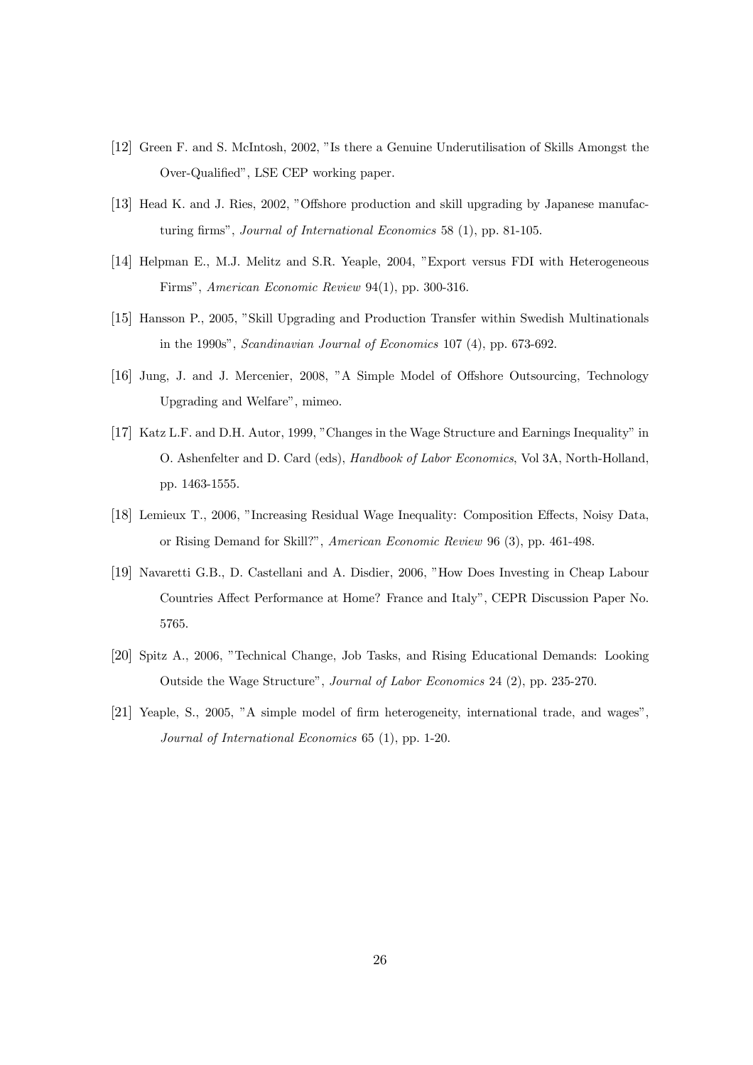[12] Green F. and S. McIntosh, 2002, "Is there a Genuine Underutilisation of Skills Amongst the Over-Qualified", LSE CEP working paper.

[13] Head K. and J. Ries, 2002, "Offshore production and skill upgrading by Japanese manufacturing firms", *Journal of International Economics* 58 (1), pp. 81-105.

[14] Helpman E., M.J. Melitz and S.R. Yeaple, 2004, "Export versus FDI with Heterogeneous Firms", *American Economic Review* 94(1), pp. 300-316.

[15] Hansson P., 2005, "Skill Upgrading and Production Transfer within Swedish Multinationals in the 1990s", *Scandinavian Journal of Economics* 107 (4), pp. 673-692.

[16] Jung, J. and J. Mercenier, 2008, "A Simple Model of Offshore Outsourcing, Technology Upgrading and Welfare", mimeo.

[17] Katz L.F. and D.H. Autor, 1999, "Changes in the Wage Structure and Earnings Inequality" in O. Ashenfelter and D. Card (eds), *Handbook of Labor Economics*, Vol 3A, North-Holland, pp. 1463-1555.

[18] Lemieux T., 2006, "Increasing Residual Wage Inequality: Composition Effects, Noisy Data, or Rising Demand for Skill?", *American Economic Review* 96 (3), pp. 461-498.

[19] Navaretti G.B., D. Castellani and A. Disdier, 2006, "How Does Investing in Cheap Labour Countries Affect Performance at Home? France and Italy", CEPR Discussion Paper No. 5765.

[20] Spitz A., 2006, "Technical Change, Job Tasks, and Rising Educational Demands: Looking Outside the Wage Structure", *Journal of Labor Economics* 24 (2), pp. 235-270.

[21] Yeaple, S., 2005, "A simple model of firm heterogeneity, international trade, and wages", *Journal of International Economics* 65 (1), pp. 1-20.